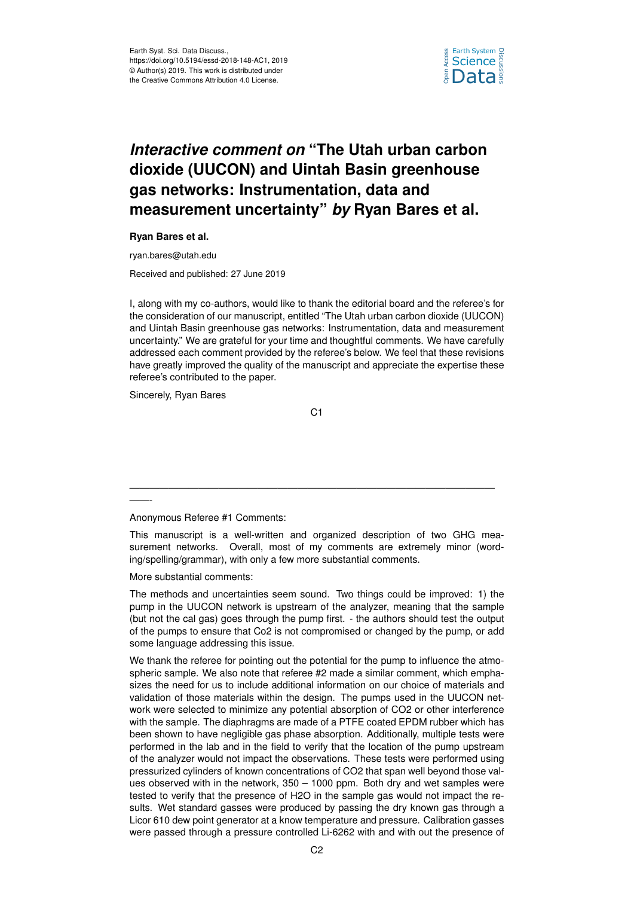# *Interactive comment on* "The Utah urban carbon dioxide (UUCON) and Uintah Basin greenhouse gas networks: Instrumentation, data and measurement uncertainty" *by* Ryan Bares et al.

**Ryan Bares et al.**

ryan.bares@utah.edu

Received and published: 27 June 2019

I, along with my co-authors, would like to thank the editorial board and the referee's for the consideration of our manuscript, entitled "The Utah urban carbon dioxide (UUCON) and Uintah Basin greenhouse gas networks: Instrumentation, data and measurement uncertainty." We are grateful for your time and thoughtful comments. We have carefully addressed each comment provided by the referee's below. We feel that these revisions have greatly improved the quality of the manuscript and appreciate the expertise these referee's contributed to the paper.

Sincerely, Ryan Bares

---

Anonymous Referee #1 Comments:

This manuscript is a well-written and organized description of two GHG measurement networks. Overall, most of my comments are extremely minor (wording/spelling/grammar), with only a few more substantial comments.

More substantial comments:

The methods and uncertainties seem sound. Two things could be improved: 1) the pump in the UUCON network is upstream of the analyzer, meaning that the sample (but not the cal gas) goes through the pump first. - the authors should test the output of the pumps to ensure that Co2 is not compromised or changed by the pump, or add some language addressing this issue.

We thank the referee for pointing out the potential for the pump to influence the atmospheric sample. We also note that referee #2 made a similar comment, which emphasizes the need for us to include additional information on our choice of materials and validation of those materials within the design. The pumps used in the UUCON network were selected to minimize any potential absorption of CO2 or other interference with the sample. The diaphragms are made of a PTFE coated EPDM rubber which has been shown to have negligible gas phase absorption. Additionally, multiple tests were performed in the lab and in the field to verify that the location of the pump upstream of the analyzer would not impact the observations. These tests were performed using pressurized cylinders of known concentrations of CO2 that span well beyond those values observed with in the network, 350 – 1000 ppm. Both dry and wet samples were tested to verify that the presence of H2O in the sample gas would not impact the results. Wet standard gasses were produced by passing the dry known gas through a Licor 610 dew point generator at a know temperature and pressure. Calibration gasses were passed through a pressure controlled Li-6262 with and with out the presence of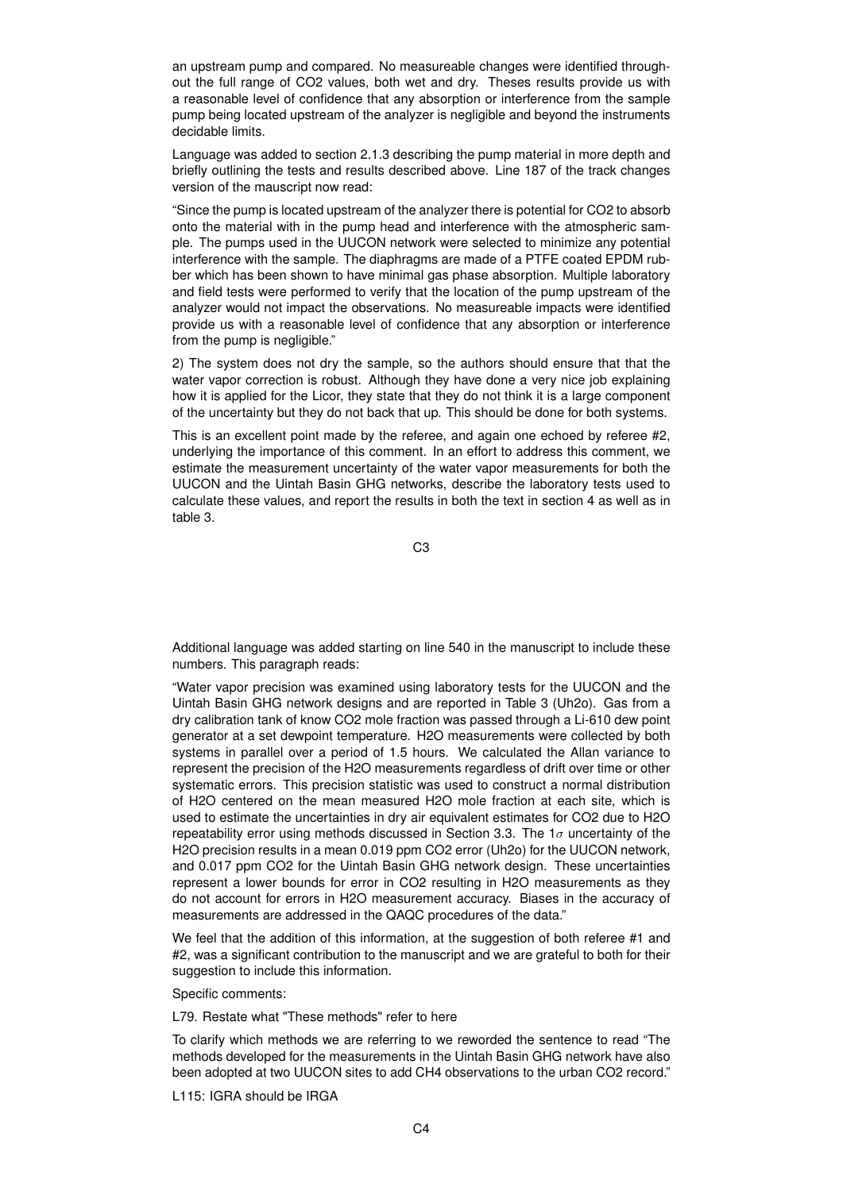an upstream pump and compared. No measureable changes were identified throughout the full range of $CO_2$ values, both wet and dry. Theses results provide us with a reasonable level of confidence that any absorption or interference from the sample pump being located upstream of the analyzer is negligible and beyond the instruments decidable limits.

Language was added to section 2.1.3 describing the pump material in more depth and briefly outlining the tests and results described above. Line 187 of the track changes version of the mauscript now read:

"Since the pump is located upstream of the analyzer there is potential for $CO_2$ to absorb onto the material with in the pump head and interference with the atmospheric sample. The pumps used in the UUCON network were selected to minimize any potential interference with the sample. The diaphragms are made of a PTFE coated EPDM rubber which has been shown to have minimal gas phase absorption. Multiple laboratory and field tests were performed to verify that the location of the pump upstream of the analyzer would not impact the observations. No measureable impacts were identified provide us with a reasonable level of confidence that any absorption or interference from the pump is negligible."

2) The system does not dry the sample, so the authors should ensure that that the water vapor correction is robust. Although they have done a very nice job explaining how it is applied for the Licor, they state that they do not think it is a large component of the uncertainty but they do not back that up. This should be done for both systems.

This is an excellent point made by the referee, and again one echoed by referee #2, underlying the importance of this comment. In an effort to address this comment, we estimate the measurement uncertainty of the water vapor measurements for both the UUCON and the Uintah Basin GHG networks, describe the laboratory tests used to calculate these values, and report the results in both the text in section 4 as well as in table 3.

Additional language was added starting on line 540 in the manuscript to include these numbers. This paragraph reads:

"Water vapor precision was examined using laboratory tests for the UUCON and the Uintah Basin GHG network designs and are reported in Table 3 ($U_{h2o}$). Gas from a dry calibration tank of know $CO_2$ mole fraction was passed through a Li-610 dew point generator at a set dewpoint temperature. $H_2O$ measurements were collected by both systems in parallel over a period of 1.5 hours. We calculated the Allan variance to represent the precision of the $H_2O$ measurements regardless of drift over time or other systematic errors. This precision statistic was used to construct a normal distribution of $H_2O$ centered on the mean measured $H_2O$ mole fraction at each site, which is used to estimate the uncertainties in dry air equivalent estimates for $CO_2$ due to $H_2O$ repeatability error using methods discussed in Section 3.3. The $1\sigma$ uncertainty of the $H_2O$ precision results in a mean 0.019 ppm $CO_2$ error ($U_{h2o}$) for the UUCON network, and 0.017 ppm $CO_2$ for the Uintah Basin GHG network design. These uncertainties represent a lower bounds for error in $CO_2$ resulting in $H_2O$ measurements as they do not account for errors in $H_2O$ measurement accuracy. Biases in the accuracy of measurements are addressed in the QAQC procedures of the data."

We feel that the addition of this information, at the suggestion of both referee #1 and #2, was a significant contribution to the manuscript and we are grateful to both for their suggestion to include this information.

Specific comments:

L79. Restate what "These methods" refer to here

To clarify which methods we are referring to we reworded the sentence to read "The methods developed for the measurements in the Uintah Basin GHG network have also been adopted at two UUCON sites to add $CH_4$ observations to the urban $CO_2$ record."

L115: IGRA should be IRGA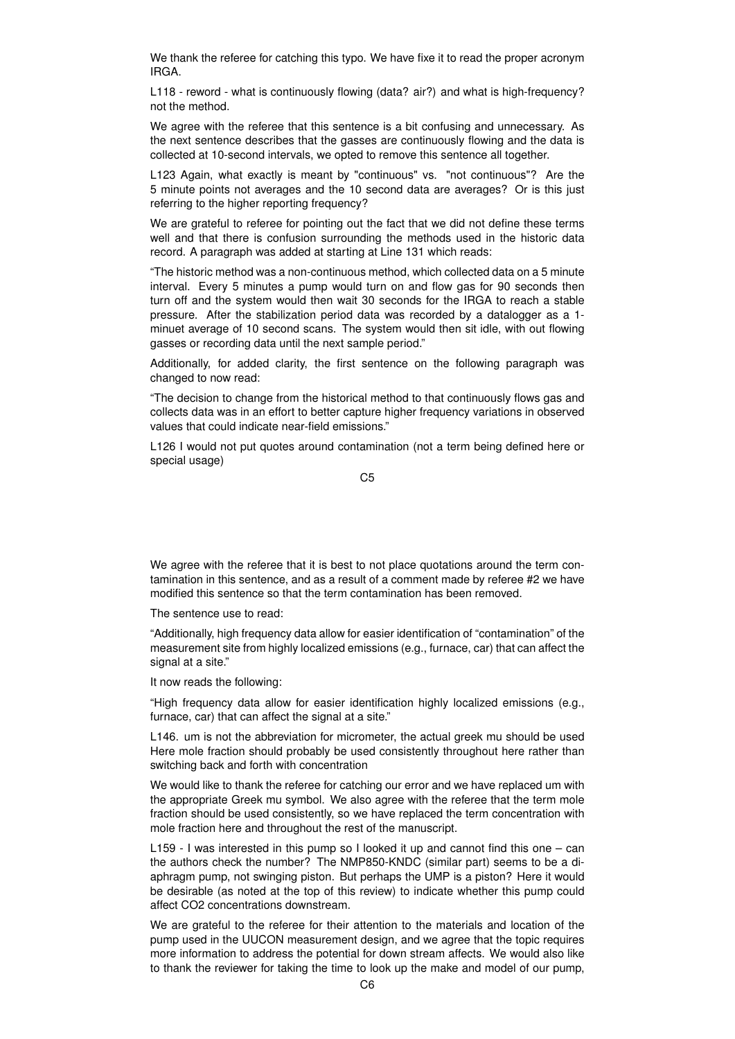We thank the referee for catching this typo. We have fixe it to read the proper acronym IRGA.

L118 - reword - what is continuously flowing (data? air?) and what is high-frequency? not the method.

We agree with the referee that this sentence is a bit confusing and unnecessary. As the next sentence describes that the gasses are continuously flowing and the data is collected at 10-second intervals, we opted to remove this sentence all together.

L123 Again, what exactly is meant by "continuous" vs. "not continuous"? Are the 5 minute points not averages and the 10 second data are averages? Or is this just referring to the higher reporting frequency?

We are grateful to referee for pointing out the fact that we did not define these terms well and that there is confusion surrounding the methods used in the historic data record. A paragraph was added at starting at Line 131 which reads:

"The historic method was a non-continuous method, which collected data on a 5 minute interval. Every 5 minutes a pump would turn on and flow gas for 90 seconds then turn off and the system would then wait 30 seconds for the IRGA to reach a stable pressure. After the stabilization period data was recorded by a datalogger as a 1-minuet average of 10 second scans. The system would then sit idle, with out flowing gasses or recording data until the next sample period."

Additionally, for added clarity, the first sentence on the following paragraph was changed to now read:

"The decision to change from the historical method to that continuously flows gas and collects data was in an effort to better capture higher frequency variations in observed values that could indicate near-field emissions."

L126 I would not put quotes around contamination (not a term being defined here or special usage)

We agree with the referee that it is best to not place quotations around the term contamination in this sentence, and as a result of a comment made by referee #2 we have modified this sentence so that the term contamination has been removed.

The sentence use to read:

"Additionally, high frequency data allow for easier identification of "contamination" of the measurement site from highly localized emissions (e.g., furnace, car) that can affect the signal at a site."

It now reads the following:

"High frequency data allow for easier identification highly localized emissions (e.g., furnace, car) that can affect the signal at a site."

L146. um is not the abbreviation for micrometer, the actual greek mu should be used Here mole fraction should probably be used consistently throughout here rather than switching back and forth with concentration

We would like to thank the referee for catching our error and we have replaced um with the appropriate Greek mu symbol. We also agree with the referee that the term mole fraction should be used consistently, so we have replaced the term concentration with mole fraction here and throughout the rest of the manuscript.

L159 - I was interested in this pump so I looked it up and cannot find this one – can the authors check the number? The NMP850-KNDC (similar part) seems to be a diaphragm pump, not swinging piston. But perhaps the UMP is a piston? Here it would be desirable (as noted at the top of this review) to indicate whether this pump could affect CO2 concentrations downstream.

We are grateful to the referee for their attention to the materials and location of the pump used in the UUCON measurement design, and we agree that the topic requires more information to address the potential for down stream affects. We would also like to thank the reviewer for taking the time to look up the make and model of our pump,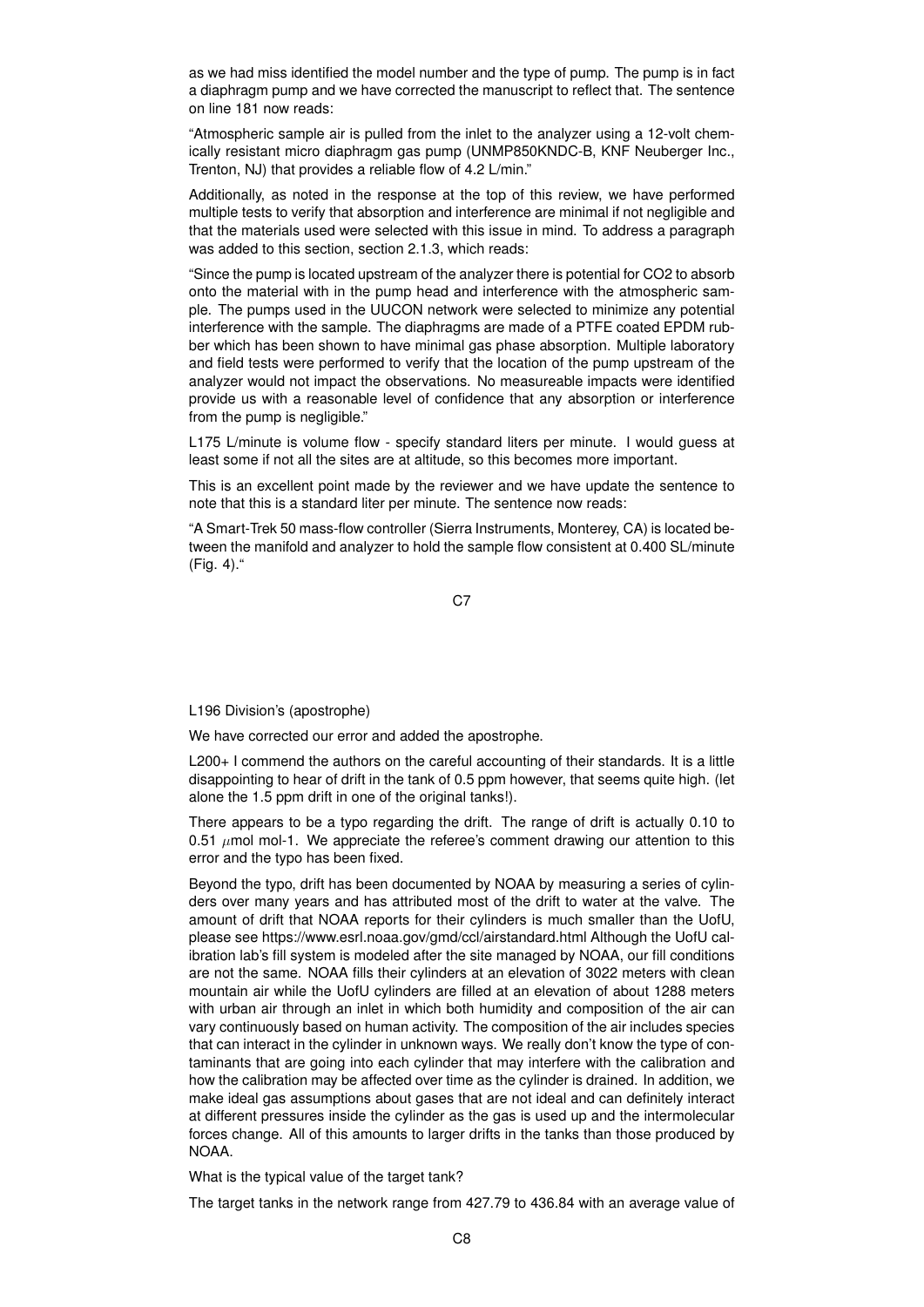as we had miss identified the model number and the type of pump. The pump is in fact a diaphragm pump and we have corrected the manuscript to reflect that. The sentence on line 181 now reads:

"Atmospheric sample air is pulled from the inlet to the analyzer using a 12-volt chemically resistant micro diaphragm gas pump (UNMP850KNDC-B, KNF Neuberger Inc., Trenton, NJ) that provides a reliable flow of 4.2 L/min."

Additionally, as noted in the response at the top of this review, we have performed multiple tests to verify that absorption and interference are minimal if not negligible and that the materials used were selected with this issue in mind. To address a paragraph was added to this section, section 2.1.3, which reads:

"Since the pump is located upstream of the analyzer there is potential for $CO_2$ to absorb onto the material with in the pump head and interference with the atmospheric sample. The pumps used in the UUCON network were selected to minimize any potential interference with the sample. The diaphragms are made of a PTFE coated EPDM rubber which has been shown to have minimal gas phase absorption. Multiple laboratory and field tests were performed to verify that the location of the pump upstream of the analyzer would not impact the observations. No measureable impacts were identified provide us with a reasonable level of confidence that any absorption or interference from the pump is negligible."

L175 L/minute is volume flow - specify standard liters per minute. I would guess at least some if not all the sites are at altitude, so this becomes more important.

This is an excellent point made by the reviewer and we have update the sentence to note that this is a standard liter per minute. The sentence now reads:

"A Smart-Trek 50 mass-flow controller (Sierra Instruments, Monterey, CA) is located between the manifold and analyzer to hold the sample flow consistent at 0.400 SL/minute (Fig. 4)."

L196 Division's (apostrophe)

We have corrected our error and added the apostrophe.

L200+ I commend the authors on the careful accounting of their standards. It is a little disappointing to hear of drift in the tank of 0.5 ppm however, that seems quite high. (let alone the 1.5 ppm drift in one of the original tanks!).

There appears to be a typo regarding the drift. The range of drift is actually 0.10 to 0.51 $\mu$mol mol-1. We appreciate the referee's comment drawing our attention to this error and the typo has been fixed.

Beyond the typo, drift has been documented by NOAA by measuring a series of cylinders over many years and has attributed most of the drift to water at the valve. The amount of drift that NOAA reports for their cylinders is much smaller than the UofU, please see https://www.esrl.noaa.gov/gmd/ccl/airstandard.html Although the UofU calibration lab's fill system is modeled after the site managed by NOAA, our fill conditions are not the same. NOAA fills their cylinders at an elevation of 3022 meters with clean mountain air while the UofU cylinders are filled at an elevation of about 1288 meters with urban air through an inlet in which both humidity and composition of the air can vary continuously based on human activity. The composition of the air includes species that can interact in the cylinder in unknown ways. We really don't know the type of contaminants that are going into each cylinder that may interfere with the calibration and how the calibration may be affected over time as the cylinder is drained. In addition, we make ideal gas assumptions about gases that are not ideal and can definitely interact at different pressures inside the cylinder as the gas is used up and the intermolecular forces change. All of this amounts to larger drifts in the tanks than those produced by NOAA.

What is the typical value of the target tank?

The target tanks in the network range from 427.79 to 436.84 with an average value of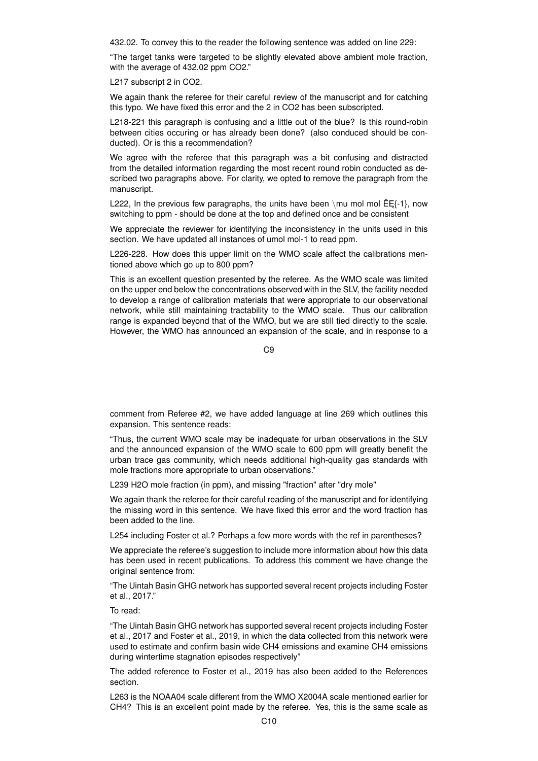432.02. To convey this to the reader the following sentence was added on line 229:

"The target tanks were targeted to be slightly elevated above ambient mole fraction, with the average of 432.02 ppm CO2."

L217 subscript 2 in CO2.

We again thank the referee for their careful review of the manuscript and for catching this typo. We have fixed this error and the 2 in CO2 has been subscripted.

L218-221 this paragraph is confusing and a little out of the blue? Is this round-robin between cities occuring or has already been done? (also conduced should be conducted). Or is this a recommendation?

We agree with the referee that this paragraph was a bit confusing and distracted from the detailed information regarding the most recent round robin conducted as described two paragraphs above. For clarity, we opted to remove the paragraph from the manuscript.

L222, In the previous few paragraphs, the units have been \mu mol mol ËE{-1}, now switching to ppm - should be done at the top and defined once and be consistent

We appreciate the reviewer for identifying the inconsistency in the units used in this section. We have updated all instances of umol mol-1 to read ppm.

L226-228. How does this upper limit on the WMO scale affect the calibrations mentioned above which go up to 800 ppm?

This is an excellent question presented by the referee. As the WMO scale was limited on the upper end below the concentrations observed with in the SLV, the facility needed to develop a range of calibration materials that were appropriate to our observational network, while still maintaining tractability to the WMO scale. Thus our calibration range is expanded beyond that of the WMO, but we are still tied directly to the scale. However, the WMO has announced an expansion of the scale, and in response to a comment from Referee #2, we have added language at line 269 which outlines this expansion. This sentence reads:

"Thus, the current WMO scale may be inadequate for urban observations in the SLV and the announced expansion of the WMO scale to 600 ppm will greatly benefit the urban trace gas community, which needs additional high-quality gas standards with mole fractions more appropriate to urban observations."

L239 H2O mole fraction (in ppm), and missing "fraction" after "dry mole"

We again thank the referee for their careful reading of the manuscript and for identifying the missing word in this sentence. We have fixed this error and the word fraction has been added to the line.

L254 including Foster et al.? Perhaps a few more words with the ref in parentheses?

We appreciate the referee's suggestion to include more information about how this data has been used in recent publications. To address this comment we have change the original sentence from:

"The Uintah Basin GHG network has supported several recent projects including Foster et al., 2017."

To read:

"The Uintah Basin GHG network has supported several recent projects including Foster et al., 2017 and Foster et al., 2019, in which the data collected from this network were used to estimate and confirm basin wide CH4 emissions and examine CH4 emissions during wintertime stagnation episodes respectively"

The added reference to Foster et al., 2019 has also been added to the References section.

L263 is the NOAA04 scale different from the WMO X2004A scale mentioned earlier for CH4? This is an excellent point made by the referee. Yes, this is the same scale as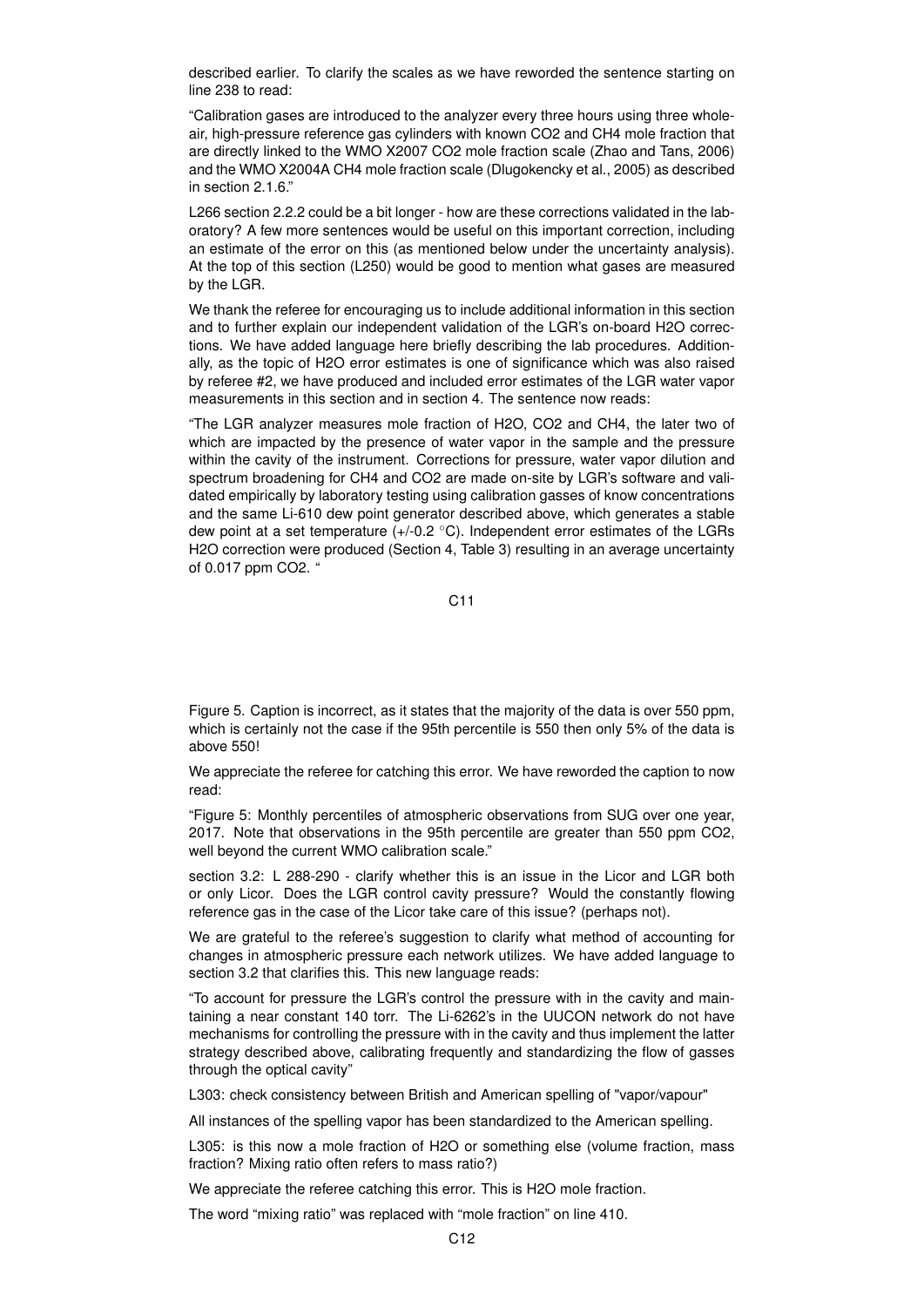described earlier. To clarify the scales as we have reworded the sentence starting on line 238 to read:

"Calibration gases are introduced to the analyzer every three hours using three whole-air, high-pressure reference gas cylinders with known $CO_2$ and $CH_4$ mole fraction that are directly linked to the WMO X2007 $CO_2$ mole fraction scale (Zhao and Tans, 2006) and the WMO X2004A $CH_4$ mole fraction scale (Dlugokencky et al., 2005) as described in section 2.1.6."

L266 section 2.2.2 could be a bit longer - how are these corrections validated in the laboratory? A few more sentences would be useful on this important correction, including an estimate of the error on this (as mentioned below under the uncertainty analysis). At the top of this section (L250) would be good to mention what gases are measured by the LGR.

We thank the referee for encouraging us to include additional information in this section and to further explain our independent validation of the LGR's on-board $H_2O$ corrections. We have added language here briefly describing the lab procedures. Additionally, as the topic of $H_2O$ error estimates is one of significance which was also raised by referee #2, we have produced and included error estimates of the LGR water vapor measurements in this section and in section 4. The sentence now reads:

"The LGR analyzer measures mole fraction of $H_2O$, $CO_2$ and $CH_4$, the later two of which are impacted by the presence of water vapor in the sample and the pressure within the cavity of the instrument. Corrections for pressure, water vapor dilution and spectrum broadening for $CH_4$ and $CO_2$ are made on-site by LGR's software and validated empirically by laboratory testing using calibration gasses of know concentrations and the same Li-610 dew point generator described above, which generates a stable dew point at a set temperature (+/-0.2 °C). Independent error estimates of the LGRs $H_2O$ correction were produced (Section 4, Table 3) resulting in an average uncertainty of 0.017 ppm $CO_2$. "

Figure 5. Caption is incorrect, as it states that the majority of the data is over 550 ppm, which is certainly not the case if the 95th percentile is 550 then only 5% of the data is above 550!

We appreciate the referee for catching this error. We have reworded the caption to now read:

"Figure 5: Monthly percentiles of atmospheric observations from SUG over one year, 2017. Note that observations in the 95th percentile are greater than 550 ppm $CO_2$, well beyond the current WMO calibration scale."

section 3.2: L 288-290 - clarify whether this is an issue in the Licor and LGR both or only Licor. Does the LGR control cavity pressure? Would the constantly flowing reference gas in the case of the Licor take care of this issue? (perhaps not).

We are grateful to the referee's suggestion to clarify what method of accounting for changes in atmospheric pressure each network utilizes. We have added language to section 3.2 that clarifies this. This new language reads:

"To account for pressure the LGR's control the pressure with in the cavity and maintaining a near constant 140 torr. The Li-6262's in the UUCON network do not have mechanisms for controlling the pressure with in the cavity and thus implement the latter strategy described above, calibrating frequently and standardizing the flow of gasses through the optical cavity"

L303: check consistency between British and American spelling of "vapor/vapour"

All instances of the spelling vapor has been standardized to the American spelling.

L305: is this now a mole fraction of $H_2O$ or something else (volume fraction, mass fraction? Mixing ratio often refers to mass ratio?)

We appreciate the referee catching this error. This is $H_2O$ mole fraction.

The word "mixing ratio" was replaced with "mole fraction" on line 410.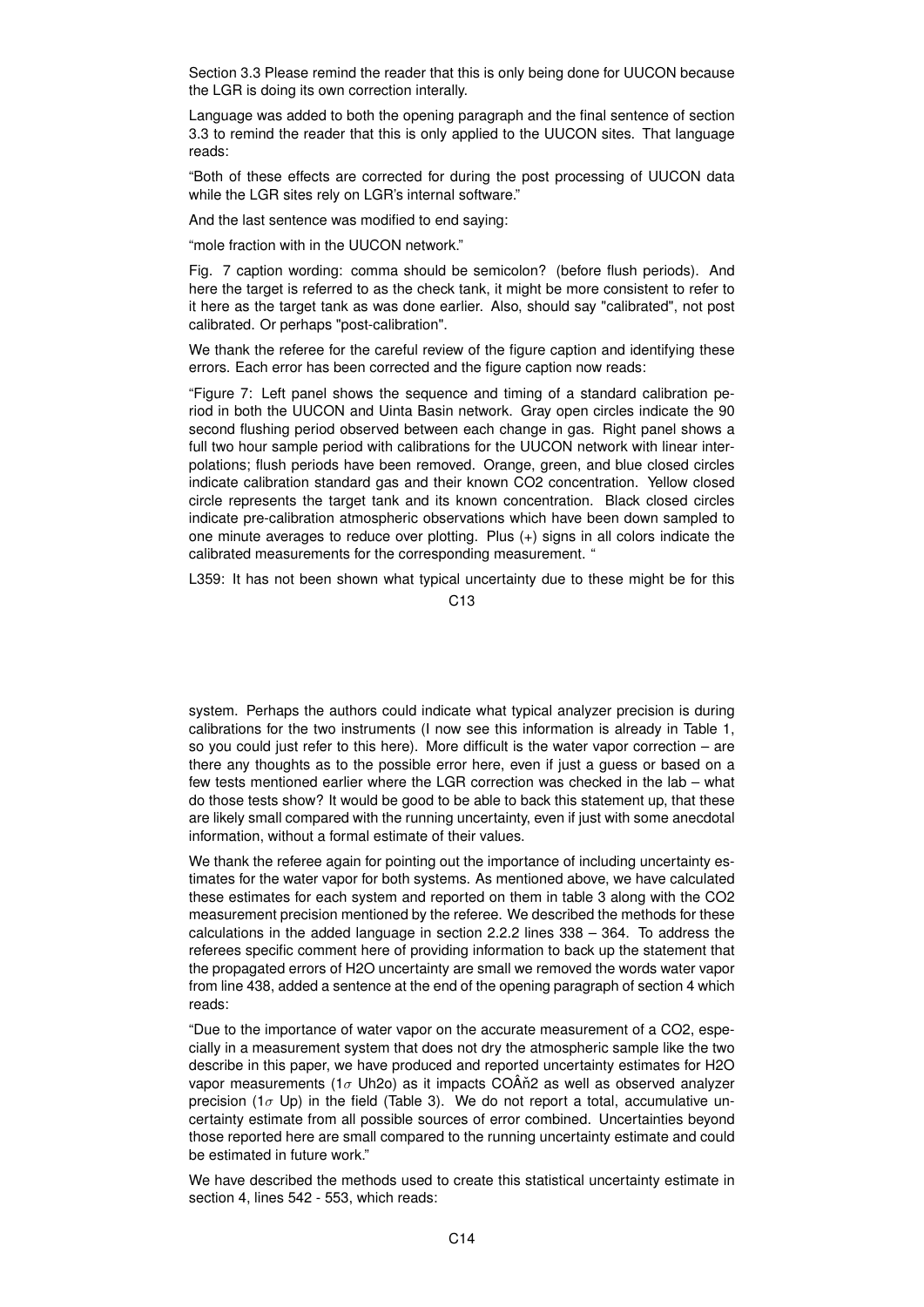Section 3.3 Please remind the reader that this is only being done for UUCON because the LGR is doing its own correction interally.

Language was added to both the opening paragraph and the final sentence of section 3.3 to remind the reader that this is only applied to the UUCON sites. That language reads:

"Both of these effects are corrected for during the post processing of UUCON data while the LGR sites rely on LGR's internal software."

And the last sentence was modified to end saying:

"mole fraction with in the UUCON network."

Fig. 7 caption wording: comma should be semicolon? (before flush periods). And here the target is referred to as the check tank, it might be more consistent to refer to it here as the target tank as was done earlier. Also, should say "calibrated", not post calibrated. Or perhaps "post-calibration".

We thank the referee for the careful review of the figure caption and identifying these errors. Each error has been corrected and the figure caption now reads:

"Figure 7: Left panel shows the sequence and timing of a standard calibration period in both the UUCON and Uinta Basin network. Gray open circles indicate the 90 second flushing period observed between each change in gas. Right panel shows a full two hour sample period with calibrations for the UUCON network with linear interpolations; flush periods have been removed. Orange, green, and blue closed circles indicate calibration standard gas and their known CO2 concentration. Yellow closed circle represents the target tank and its known concentration. Black closed circles indicate pre-calibration atmospheric observations which have been down sampled to one minute averages to reduce over plotting. Plus (+) signs in all colors indicate the calibrated measurements for the corresponding measurement. "

L359: It has not been shown what typical uncertainty due to these might be for this system. Perhaps the authors could indicate what typical analyzer precision is during calibrations for the two instruments (I now see this information is already in Table 1, so you could just refer to this here). More difficult is the water vapor correction – are there any thoughts as to the possible error here, even if just a guess or based on a few tests mentioned earlier where the LGR correction was checked in the lab – what do those tests show? It would be good to be able to back this statement up, that these are likely small compared with the running uncertainty, even if just with some anecdotal information, without a formal estimate of their values.

We thank the referee again for pointing out the importance of including uncertainty estimates for the water vapor for both systems. As mentioned above, we have calculated these estimates for each system and reported on them in table 3 along with the CO2 measurement precision mentioned by the referee. We described the methods for these calculations in the added language in section 2.2.2 lines 338 – 364. To address the referees specific comment here of providing information to back up the statement that the propagated errors of H2O uncertainty are small we removed the words water vapor from line 438, added a sentence at the end of the opening paragraph of section 4 which reads:

"Due to the importance of water vapor on the accurate measurement of a CO2, especially in a measurement system that does not dry the atmospheric sample like the two describe in this paper, we have produced and reported uncertainty estimates for H2O vapor measurements ($1\sigma$ Uh2o) as it impacts COÂň2 as well as observed analyzer precision ($1\sigma$ Up) in the field (Table 3). We do not report a total, accumulative uncertainty estimate from all possible sources of error combined. Uncertainties beyond those reported here are small compared to the running uncertainty estimate and could be estimated in future work."

We have described the methods used to create this statistical uncertainty estimate in section 4, lines 542 - 553, which reads: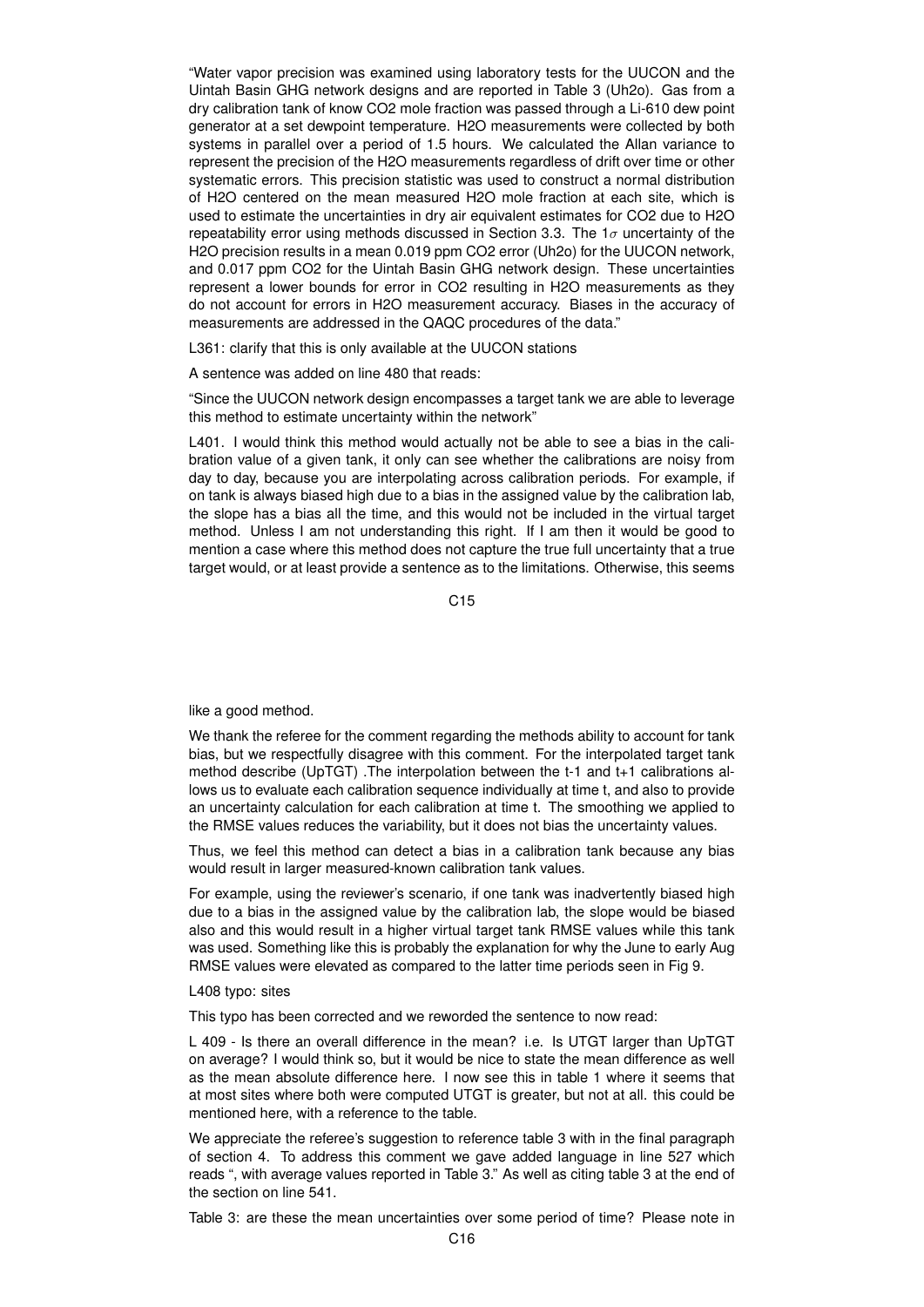"Water vapor precision was examined using laboratory tests for the UUCON and the Uintah Basin GHG network designs and are reported in Table 3 (Uh2o). Gas from a dry calibration tank of know $CO_2$ mole fraction was passed through a Li-610 dew point generator at a set dewpoint temperature. $H_2O$ measurements were collected by both systems in parallel over a period of 1.5 hours. We calculated the Allan variance to represent the precision of the $H_2O$ measurements regardless of drift over time or other systematic errors. This precision statistic was used to construct a normal distribution of $H_2O$ centered on the mean measured $H_2O$ mole fraction at each site, which is used to estimate the uncertainties in dry air equivalent estimates for $CO_2$ due to $H_2O$ repeatability error using methods discussed in Section 3.3. The $1\sigma$ uncertainty of the $H_2O$ precision results in a mean 0.019 ppm $CO_2$ error (Uh2o) for the UUCON network, and 0.017 ppm $CO_2$ for the Uintah Basin GHG network design. These uncertainties represent a lower bounds for error in $CO_2$ resulting in $H_2O$ measurements as they do not account for errors in $H_2O$ measurement accuracy. Biases in the accuracy of measurements are addressed in the QAQC procedures of the data."

L361: clarify that this is only available at the UUCON stations

A sentence was added on line 480 that reads:

"Since the UUCON network design encompasses a target tank we are able to leverage this method to estimate uncertainty within the network"

L401. I would think this method would actually not be able to see a bias in the calibration value of a given tank, it only can see whether the calibrations are noisy from day to day, because you are interpolating across calibration periods. For example, if on tank is always biased high due to a bias in the assigned value by the calibration lab, the slope has a bias all the time, and this would not be included in the virtual target method. Unless I am not understanding this right. If I am then it would be good to mention a case where this method does not capture the true full uncertainty that a true target would, or at least provide a sentence as to the limitations. Otherwise, this seems like a good method.

We thank the referee for the comment regarding the methods ability to account for tank bias, but we respectfully disagree with this comment. For the interpolated target tank method describe (UpTGT) .The interpolation between the t-1 and t+1 calibrations allows us to evaluate each calibration sequence individually at time t, and also to provide an uncertainty calculation for each calibration at time t. The smoothing we applied to the RMSE values reduces the variability, but it does not bias the uncertainty values.

Thus, we feel this method can detect a bias in a calibration tank because any bias would result in larger measured-known calibration tank values.

For example, using the reviewer's scenario, if one tank was inadvertently biased high due to a bias in the assigned value by the calibration lab, the slope would be biased also and this would result in a higher virtual target tank RMSE values while this tank was used. Something like this is probably the explanation for why the June to early Aug RMSE values were elevated as compared to the latter time periods seen in Fig 9.

L408 typo: sites

This typo has been corrected and we reworded the sentence to now read:

L 409 - Is there an overall difference in the mean? i.e. Is UTGT larger than UpTGT on average? I would think so, but it would be nice to state the mean difference as well as the mean absolute difference here. I now see this in table 1 where it seems that at most sites where both were computed UTGT is greater, but not at all. this could be mentioned here, with a reference to the table.

We appreciate the referee's suggestion to reference table 3 with in the final paragraph of section 4. To address this comment we gave added language in line 527 which reads ", with average values reported in Table 3." As well as citing table 3 at the end of the section on line 541.

Table 3: are these the mean uncertainties over some period of time? Please note in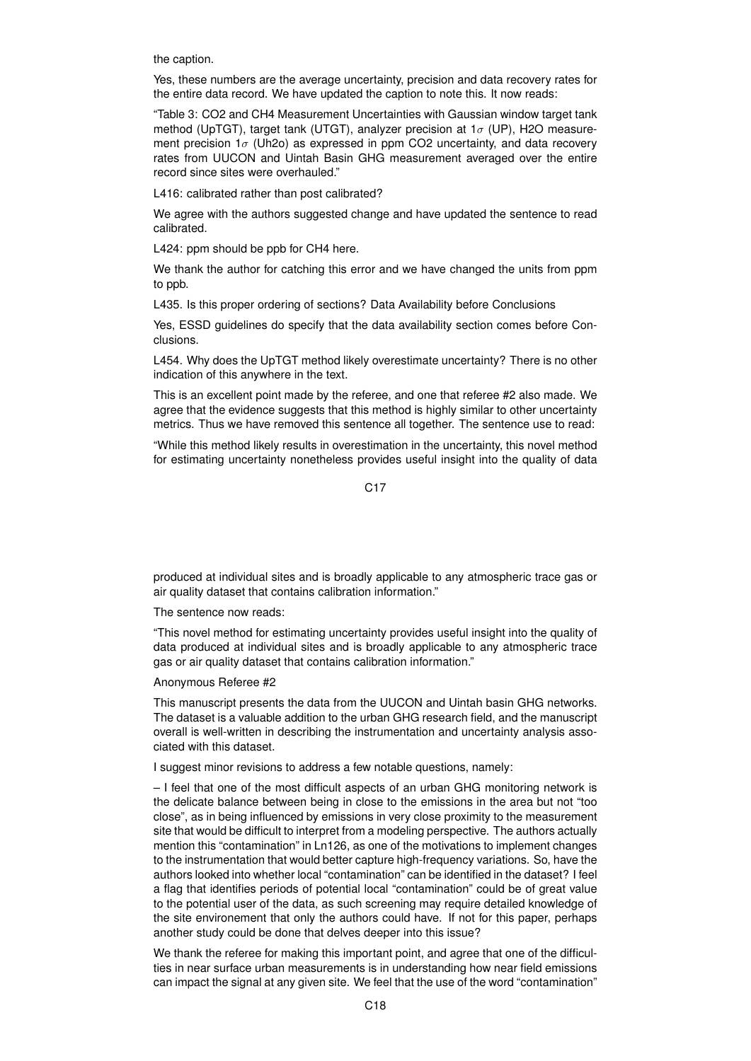the caption.

Yes, these numbers are the average uncertainty, precision and data recovery rates for the entire data record. We have updated the caption to note this. It now reads:

"Table 3: $CO_2$ and $CH_4$ Measurement Uncertainties with Gaussian window target tank method (UpTGT), target tank (UTGT), analyzer precision at $1\sigma$ (UP), $H_2O$ measurement precision $1\sigma$ (Uh2o) as expressed in ppm $CO_2$ uncertainty, and data recovery rates from UUCON and Uintah Basin GHG measurement averaged over the entire record since sites were overhauled."

L416: calibrated rather than post calibrated?

We agree with the authors suggested change and have updated the sentence to read calibrated.

L424: ppm should be ppb for $CH_4$ here.

We thank the author for catching this error and we have changed the units from ppm to ppb.

L435. Is this proper ordering of sections? Data Availability before Conclusions

Yes, ESSD guidelines do specify that the data availability section comes before Conclusions.

L454. Why does the UpTGT method likely overestimate uncertainty? There is no other indication of this anywhere in the text.

This is an excellent point made by the referee, and one that referee #2 also made. We agree that the evidence suggests that this method is highly similar to other uncertainty metrics. Thus we have removed this sentence all together. The sentence use to read:

"While this method likely results in overestimation in the uncertainty, this novel method for estimating uncertainty nonetheless provides useful insight into the quality of data produced at individual sites and is broadly applicable to any atmospheric trace gas or air quality dataset that contains calibration information."

The sentence now reads:

"This novel method for estimating uncertainty provides useful insight into the quality of data produced at individual sites and is broadly applicable to any atmospheric trace gas or air quality dataset that contains calibration information."

Anonymous Referee #2

This manuscript presents the data from the UUCON and Uintah basin GHG networks. The dataset is a valuable addition to the urban GHG research field, and the manuscript overall is well-written in describing the instrumentation and uncertainty analysis associated with this dataset.

I suggest minor revisions to address a few notable questions, namely:

– I feel that one of the most difficult aspects of an urban GHG monitoring network is the delicate balance between being in close to the emissions in the area but not "too close", as in being influenced by emissions in very close proximity to the measurement site that would be difficult to interpret from a modeling perspective. The authors actually mention this "contamination" in Ln126, as one of the motivations to implement changes to the instrumentation that would better capture high-frequency variations. So, have the authors looked into whether local "contamination" can be identified in the dataset? I feel a flag that identifies periods of potential local "contamination" could be of great value to the potential user of the data, as such screening may require detailed knowledge of the site environement that only the authors could have. If not for this paper, perhaps another study could be done that delves deeper into this issue?

We thank the referee for making this important point, and agree that one of the difficulties in near surface urban measurements is in understanding how near field emissions can impact the signal at any given site. We feel that the use of the word "contamination"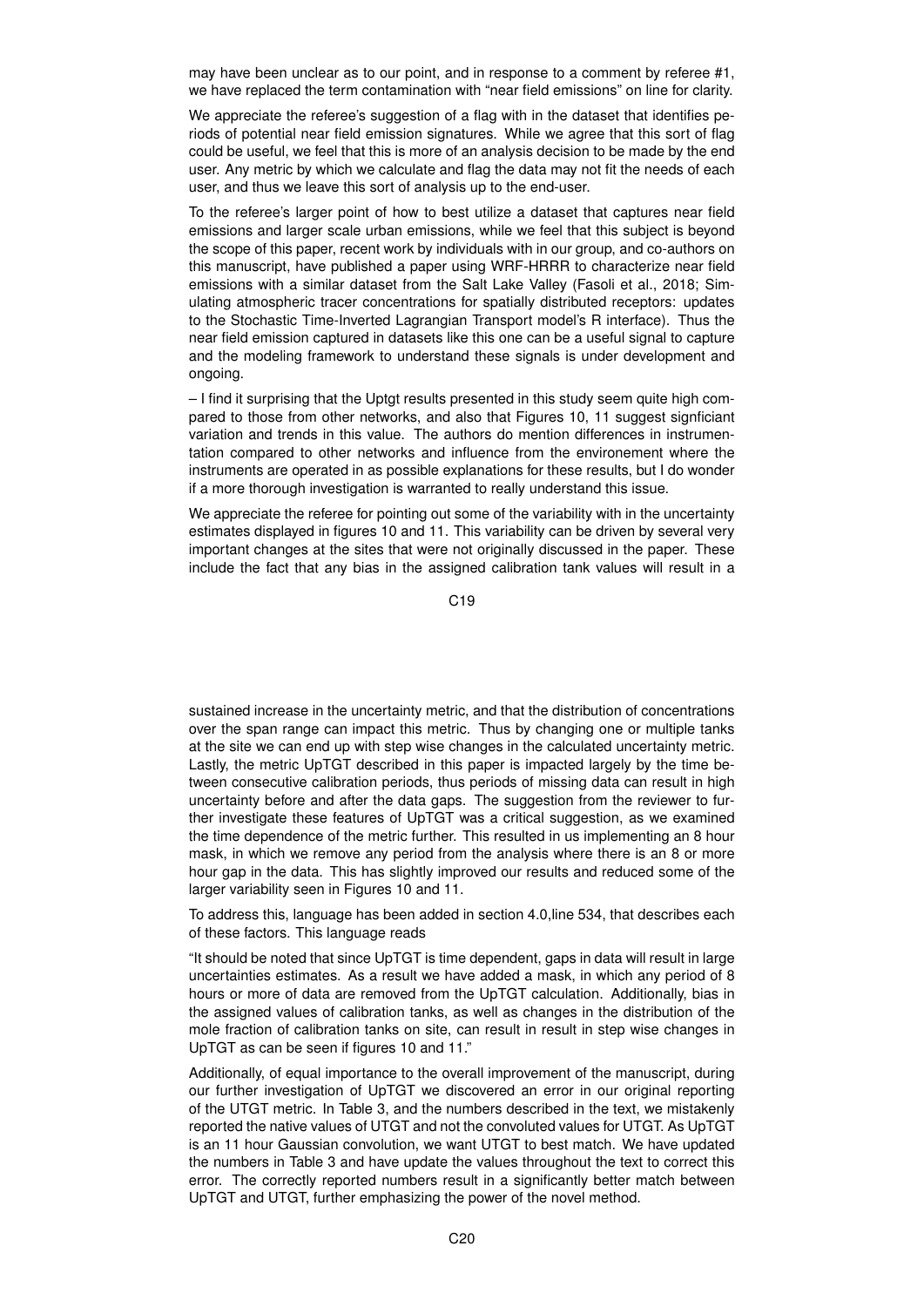may have been unclear as to our point, and in response to a comment by referee #1, we have replaced the term contamination with "near field emissions" on line for clarity.

We appreciate the referee's suggestion of a flag with in the dataset that identifies periods of potential near field emission signatures. While we agree that this sort of flag could be useful, we feel that this is more of an analysis decision to be made by the end user. Any metric by which we calculate and flag the data may not fit the needs of each user, and thus we leave this sort of analysis up to the end-user.

To the referee's larger point of how to best utilize a dataset that captures near field emissions and larger scale urban emissions, while we feel that this subject is beyond the scope of this paper, recent work by individuals with in our group, and co-authors on this manuscript, have published a paper using WRF-HRRR to characterize near field emissions with a similar dataset from the Salt Lake Valley (Fasoli et al., 2018; Simulating atmospheric tracer concentrations for spatially distributed receptors: updates to the Stochastic Time-Inverted Lagrangian Transport model's R interface). Thus the near field emission captured in datasets like this one can be a useful signal to capture and the modeling framework to understand these signals is under development and ongoing.

– I find it surprising that the Uptgt results presented in this study seem quite high compared to those from other networks, and also that Figures 10, 11 suggest signficiant variation and trends in this value. The authors do mention differences in instrumentation compared to other networks and influence from the environement where the instruments are operated in as possible explanations for these results, but I do wonder if a more thorough investigation is warranted to really understand this issue.

We appreciate the referee for pointing out some of the variability with in the uncertainty estimates displayed in figures 10 and 11. This variability can be driven by several very important changes at the sites that were not originally discussed in the paper. These include the fact that any bias in the assigned calibration tank values will result in a sustained increase in the uncertainty metric, and that the distribution of concentrations over the span range can impact this metric. Thus by changing one or multiple tanks at the site we can end up with step wise changes in the calculated uncertainty metric. Lastly, the metric UpTGT described in this paper is impacted largely by the time between consecutive calibration periods, thus periods of missing data can result in high uncertainty before and after the data gaps. The suggestion from the reviewer to further investigate these features of UpTGT was a critical suggestion, as we examined the time dependence of the metric further. This resulted in us implementing an 8 hour mask, in which we remove any period from the analysis where there is an 8 or more hour gap in the data. This has slightly improved our results and reduced some of the larger variability seen in Figures 10 and 11.

To address this, language has been added in section 4.0,line 534, that describes each of these factors. This language reads

"It should be noted that since UpTGT is time dependent, gaps in data will result in large uncertainties estimates. As a result we have added a mask, in which any period of 8 hours or more of data are removed from the UpTGT calculation. Additionally, bias in the assigned values of calibration tanks, as well as changes in the distribution of the mole fraction of calibration tanks on site, can result in result in step wise changes in UpTGT as can be seen if figures 10 and 11."

Additionally, of equal importance to the overall improvement of the manuscript, during our further investigation of UpTGT we discovered an error in our original reporting of the UTGT metric. In Table 3, and the numbers described in the text, we mistakenly reported the native values of UTGT and not the convoluted values for UTGT. As UpTGT is an 11 hour Gaussian convolution, we want UTGT to best match. We have updated the numbers in Table 3 and have update the values throughout the text to correct this error. The correctly reported numbers result in a significantly better match between UpTGT and UTGT, further emphasizing the power of the novel method.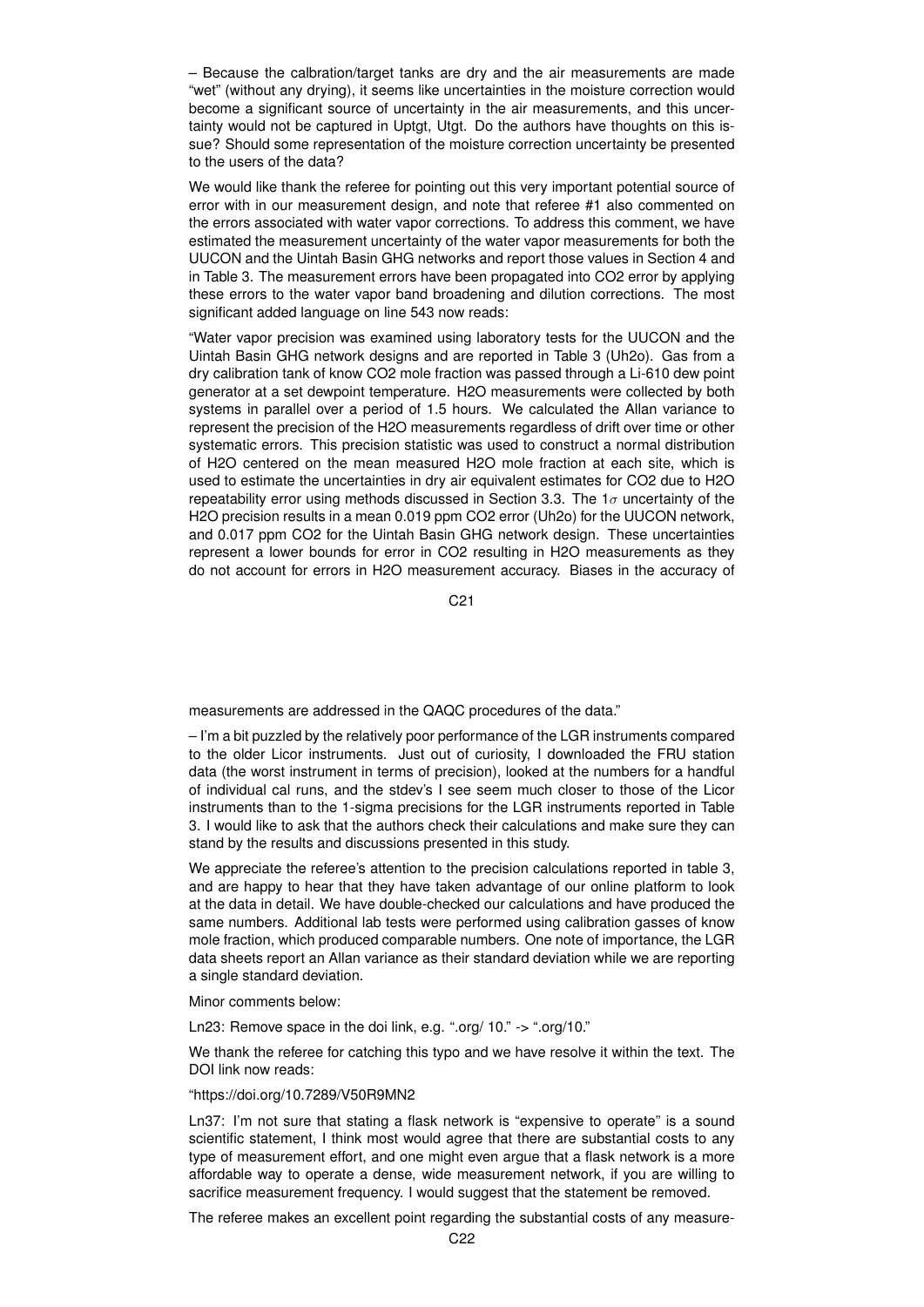– Because the calbration/target tanks are dry and the air measurements are made "wet" (without any drying), it seems like uncertainties in the moisture correction would become a significant source of uncertainty in the air measurements, and this uncertainty would not be captured in Uptgt, Utgt. Do the authors have thoughts on this issue? Should some representation of the moisture correction uncertainty be presented to the users of the data?

We would like thank the referee for pointing out this very important potential source of error with in our measurement design, and note that referee #1 also commented on the errors associated with water vapor corrections. To address this comment, we have estimated the measurement uncertainty of the water vapor measurements for both the UUCON and the Uintah Basin GHG networks and report those values in Section 4 and in Table 3. The measurement errors have been propagated into CO2 error by applying these errors to the water vapor band broadening and dilution corrections. The most significant added language on line 543 now reads:

"Water vapor precision was examined using laboratory tests for the UUCON and the Uintah Basin GHG network designs and are reported in Table 3 (Uh2o). Gas from a dry calibration tank of know CO2 mole fraction was passed through a Li-610 dew point generator at a set dewpoint temperature. H2O measurements were collected by both systems in parallel over a period of 1.5 hours. We calculated the Allan variance to represent the precision of the H2O measurements regardless of drift over time or other systematic errors. This precision statistic was used to construct a normal distribution of H2O centered on the mean measured H2O mole fraction at each site, which is used to estimate the uncertainties in dry air equivalent estimates for CO2 due to H2O repeatability error using methods discussed in Section 3.3. The $1\sigma$ uncertainty of the H2O precision results in a mean 0.019 ppm CO2 error (Uh2o) for the UUCON network, and 0.017 ppm CO2 for the Uintah Basin GHG network design. These uncertainties represent a lower bounds for error in CO2 resulting in H2O measurements as they do not account for errors in H2O measurement accuracy. Biases in the accuracy of measurements are addressed in the QAQC procedures of the data."

– I'm a bit puzzled by the relatively poor performance of the LGR instruments compared to the older Licor instruments. Just out of curiosity, I downloaded the FRU station data (the worst instrument in terms of precision), looked at the numbers for a handful of individual cal runs, and the stdev's I see seem much closer to those of the Licor instruments than to the 1-sigma precisions for the LGR instruments reported in Table 3. I would like to ask that the authors check their calculations and make sure they can stand by the results and discussions presented in this study.

We appreciate the referee's attention to the precision calculations reported in table 3, and are happy to hear that they have taken advantage of our online platform to look at the data in detail. We have double-checked our calculations and have produced the same numbers. Additional lab tests were performed using calibration gasses of know mole fraction, which produced comparable numbers. One note of importance, the LGR data sheets report an Allan variance as their standard deviation while we are reporting a single standard deviation.

Minor comments below:

Ln23: Remove space in the doi link, e.g. ".org/ 10." -> ".org/10."

We thank the referee for catching this typo and we have resolve it within the text. The DOI link now reads:

"https://doi.org/10.7289/V50R9MN2

Ln37: I'm not sure that stating a flask network is "expensive to operate" is a sound scientific statement, I think most would agree that there are substantial costs to any type of measurement effort, and one might even argue that a flask network is a more affordable way to operate a dense, wide measurement network, if you are willing to sacrifice measurement frequency. I would suggest that the statement be removed.

The referee makes an excellent point regarding the substantial costs of any measure-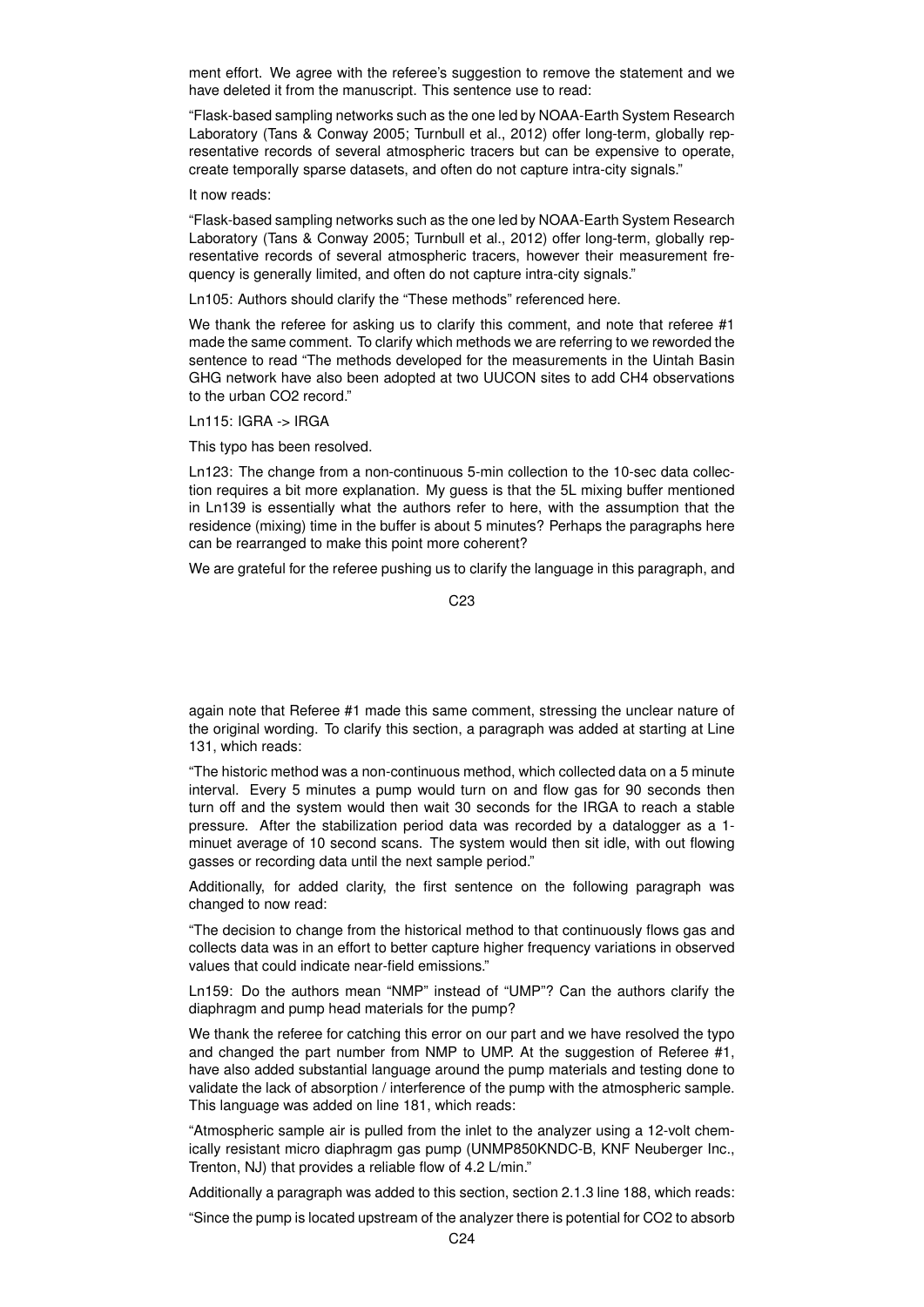ment effort. We agree with the referee's suggestion to remove the statement and we have deleted it from the manuscript. This sentence use to read:

"Flask-based sampling networks such as the one led by NOAA-Earth System Research Laboratory (Tans & Conway 2005; Turnbull et al., 2012) offer long-term, globally representative records of several atmospheric tracers but can be expensive to operate, create temporally sparse datasets, and often do not capture intra-city signals."

It now reads:

"Flask-based sampling networks such as the one led by NOAA-Earth System Research Laboratory (Tans & Conway 2005; Turnbull et al., 2012) offer long-term, globally representative records of several atmospheric tracers, however their measurement frequency is generally limited, and often do not capture intra-city signals."

Ln105: Authors should clarify the "These methods" referenced here.

We thank the referee for asking us to clarify this comment, and note that referee #1 made the same comment. To clarify which methods we are referring to we reworded the sentence to read "The methods developed for the measurements in the Uintah Basin GHG network have also been adopted at two UUCON sites to add $CH_4$ observations to the urban $CO_2$ record."

Ln115: IGRA -> IRGA

This typo has been resolved.

Ln123: The change from a non-continuous 5-min collection to the 10-sec data collection requires a bit more explanation. My guess is that the 5L mixing buffer mentioned in Ln139 is essentially what the authors refer to here, with the assumption that the residence (mixing) time in the buffer is about 5 minutes? Perhaps the paragraphs here can be rearranged to make this point more coherent?

We are grateful for the referee pushing us to clarify the language in this paragraph, and again note that Referee #1 made this same comment, stressing the unclear nature of the original wording. To clarify this section, a paragraph was added at starting at Line 131, which reads:

"The historic method was a non-continuous method, which collected data on a 5 minute interval. Every 5 minutes a pump would turn on and flow gas for 90 seconds then turn off and the system would then wait 30 seconds for the IRGA to reach a stable pressure. After the stabilization period data was recorded by a datalogger as a 1-minuet average of 10 second scans. The system would then sit idle, with out flowing gasses or recording data until the next sample period."

Additionally, for added clarity, the first sentence on the following paragraph was changed to now read:

"The decision to change from the historical method to that continuously flows gas and collects data was in an effort to better capture higher frequency variations in observed values that could indicate near-field emissions."

Ln159: Do the authors mean "NMP" instead of "UMP"? Can the authors clarify the diaphragm and pump head materials for the pump?

We thank the referee for catching this error on our part and we have resolved the typo and changed the part number from NMP to UMP. At the suggestion of Referee #1, have also added substantial language around the pump materials and testing done to validate the lack of absorption / interference of the pump with the atmospheric sample. This language was added on line 181, which reads:

"Atmospheric sample air is pulled from the inlet to the analyzer using a 12-volt chemically resistant micro diaphragm gas pump (UNMP850KNDC-B, KNF Neuberger Inc., Trenton, NJ) that provides a reliable flow of 4.2 L/min."

Additionally a paragraph was added to this section, section 2.1.3 line 188, which reads:

"Since the pump is located upstream of the analyzer there is potential for $CO_2$ to absorb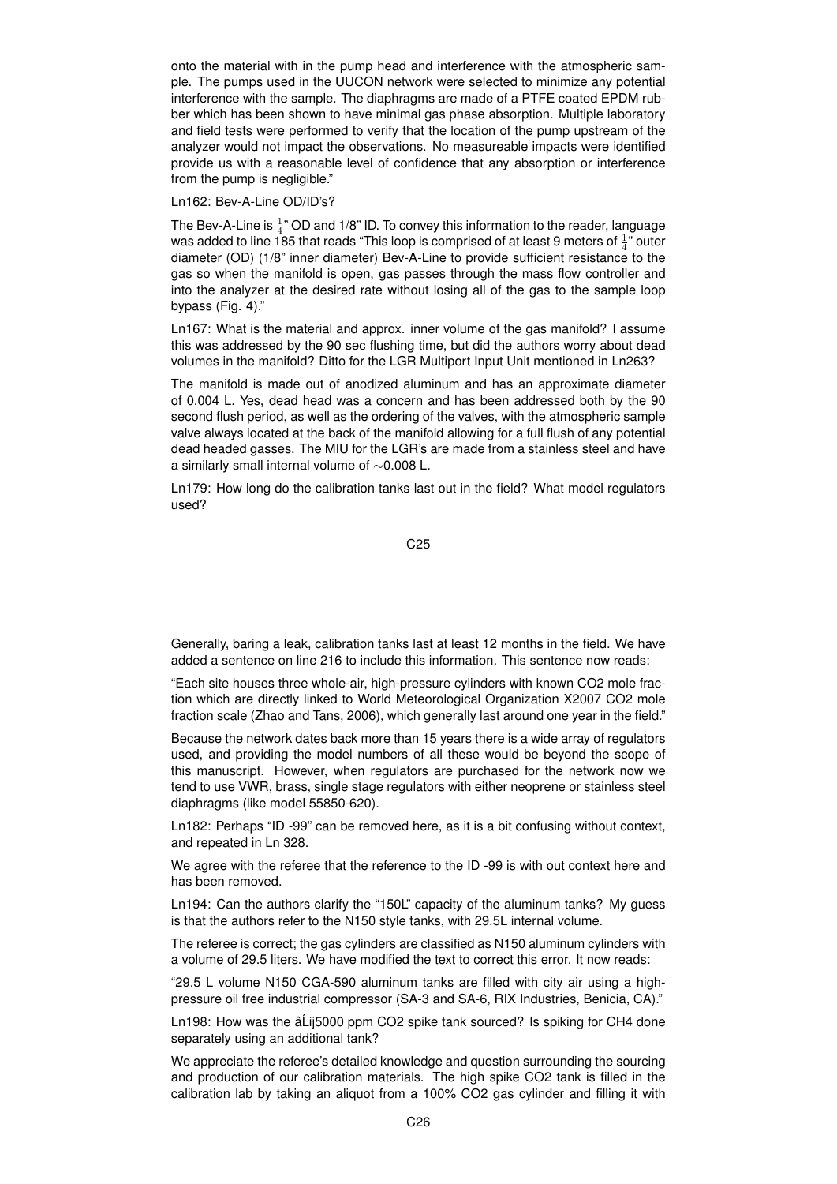onto the material with in the pump head and interference with the atmospheric sample. The pumps used in the UUCON network were selected to minimize any potential interference with the sample. The diaphragms are made of a PTFE coated EPDM rubber which has been shown to have minimal gas phase absorption. Multiple laboratory and field tests were performed to verify that the location of the pump upstream of the analyzer would not impact the observations. No measureable impacts were identified provide us with a reasonable level of confidence that any absorption or interference from the pump is negligible."

Ln162: Bev-A-Line OD/ID's?

The Bev-A-Line is $\frac{1}{4}$" OD and 1/8" ID. To convey this information to the reader, language was added to line 185 that reads "This loop is comprised of at least 9 meters of $\frac{1}{4}$" outer diameter (OD) (1/8" inner diameter) Bev-A-Line to provide sufficient resistance to the gas so when the manifold is open, gas passes through the mass flow controller and into the analyzer at the desired rate without losing all of the gas to the sample loop bypass (Fig. 4)."

Ln167: What is the material and approx. inner volume of the gas manifold? I assume this was addressed by the 90 sec flushing time, but did the authors worry about dead volumes in the manifold? Ditto for the LGR Multiport Input Unit mentioned in Ln263?

The manifold is made out of anodized aluminum and has an approximate diameter of 0.004 L. Yes, dead head was a concern and has been addressed both by the 90 second flush period, as well as the ordering of the valves, with the atmospheric sample valve always located at the back of the manifold allowing for a full flush of any potential dead headed gasses. The MIU for the LGR's are made from a stainless steel and have a similarly small internal volume of ~0.008 L.

Ln179: How long do the calibration tanks last out in the field? What model regulators used?

Generally, baring a leak, calibration tanks last at least 12 months in the field. We have added a sentence on line 216 to include this information. This sentence now reads:

"Each site houses three whole-air, high-pressure cylinders with known CO2 mole fraction which are directly linked to World Meteorological Organization X2007 CO2 mole fraction scale (Zhao and Tans, 2006), which generally last around one year in the field."

Because the network dates back more than 15 years there is a wide array of regulators used, and providing the model numbers of all these would be beyond the scope of this manuscript. However, when regulators are purchased for the network now we tend to use VWR, brass, single stage regulators with either neoprene or stainless steel diaphragms (like model 55850-620).

Ln182: Perhaps "ID -99" can be removed here, as it is a bit confusing without context, and repeated in Ln 328.

We agree with the referee that the reference to the ID -99 is with out context here and has been removed.

Ln194: Can the authors clarify the "150L" capacity of the aluminum tanks? My guess is that the authors refer to the N150 style tanks, with 29.5L internal volume.

The referee is correct; the gas cylinders are classified as N150 aluminum cylinders with a volume of 29.5 liters. We have modified the text to correct this error. It now reads:

"29.5 L volume N150 CGA-590 aluminum tanks are filled with city air using a high-pressure oil free industrial compressor (SA-3 and SA-6, RIX Industries, Benicia, CA)."

Ln198: How was the âĹij5000 ppm CO2 spike tank sourced? Is spiking for CH4 done separately using an additional tank?

We appreciate the referee's detailed knowledge and question surrounding the sourcing and production of our calibration materials. The high spike CO2 tank is filled in the calibration lab by taking an aliquot from a 100% CO2 gas cylinder and filling it with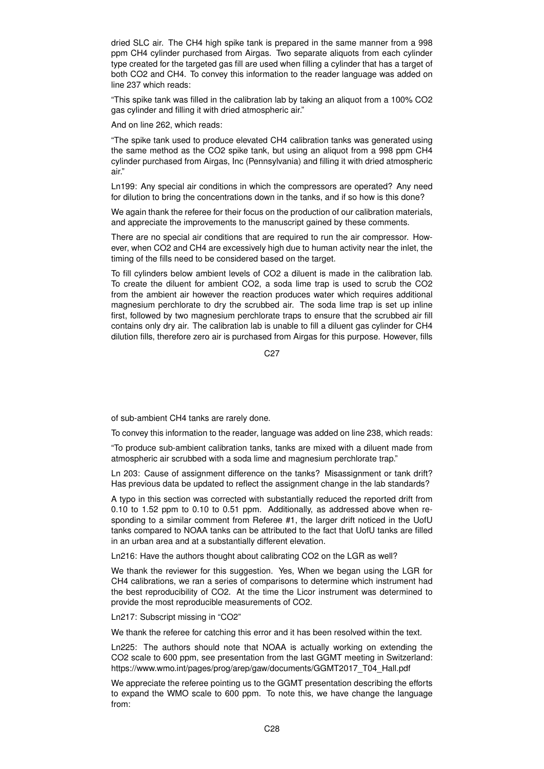dried SLC air. The CH4 high spike tank is prepared in the same manner from a 998 ppm CH4 cylinder purchased from Airgas. Two separate aliquots from each cylinder type created for the targeted gas fill are used when filling a cylinder that has a target of both CO2 and CH4. To convey this information to the reader language was added on line 237 which reads:

"This spike tank was filled in the calibration lab by taking an aliquot from a 100% CO2 gas cylinder and filling it with dried atmospheric air."

And on line 262, which reads:

"The spike tank used to produce elevated CH4 calibration tanks was generated using the same method as the CO2 spike tank, but using an aliquot from a 998 ppm CH4 cylinder purchased from Airgas, Inc (Pennsylvania) and filling it with dried atmospheric air."

Ln199: Any special air conditions in which the compressors are operated? Any need for dilution to bring the concentrations down in the tanks, and if so how is this done?

We again thank the referee for their focus on the production of our calibration materials, and appreciate the improvements to the manuscript gained by these comments.

There are no special air conditions that are required to run the air compressor. However, when CO2 and CH4 are excessively high due to human activity near the inlet, the timing of the fills need to be considered based on the target.

To fill cylinders below ambient levels of CO2 a diluent is made in the calibration lab. To create the diluent for ambient CO2, a soda lime trap is used to scrub the CO2 from the ambient air however the reaction produces water which requires additional magnesium perchlorate to dry the scrubbed air. The soda lime trap is set up inline first, followed by two magnesium perchlorate traps to ensure that the scrubbed air fill contains only dry air. The calibration lab is unable to fill a diluent gas cylinder for CH4 dilution fills, therefore zero air is purchased from Airgas for this purpose. However, fills of sub-ambient CH4 tanks are rarely done.

To convey this information to the reader, language was added on line 238, which reads:

"To produce sub-ambient calibration tanks, tanks are mixed with a diluent made from atmospheric air scrubbed with a soda lime and magnesium perchlorate trap."

Ln 203: Cause of assignment difference on the tanks? Misassignment or tank drift? Has previous data be updated to reflect the assignment change in the lab standards?

A typo in this section was corrected with substantially reduced the reported drift from 0.10 to 1.52 ppm to 0.10 to 0.51 ppm. Additionally, as addressed above when responding to a similar comment from Referee #1, the larger drift noticed in the UofU tanks compared to NOAA tanks can be attributed to the fact that UofU tanks are filled in an urban area and at a substantially different elevation.

Ln216: Have the authors thought about calibrating CO2 on the LGR as well?

We thank the reviewer for this suggestion. Yes, When we began using the LGR for CH4 calibrations, we ran a series of comparisons to determine which instrument had the best reproducibility of CO2. At the time the Licor instrument was determined to provide the most reproducible measurements of CO2.

Ln217: Subscript missing in "CO2"

We thank the referee for catching this error and it has been resolved within the text.

Ln225: The authors should note that NOAA is actually working on extending the CO2 scale to 600 ppm, see presentation from the last GGMT meeting in Switzerland: https://www.wmo.int/pages/prog/arep/gaw/documents/GGMT2017_T04_Hall.pdf

We appreciate the referee pointing us to the GGMT presentation describing the efforts to expand the WMO scale to 600 ppm. To note this, we have change the language from: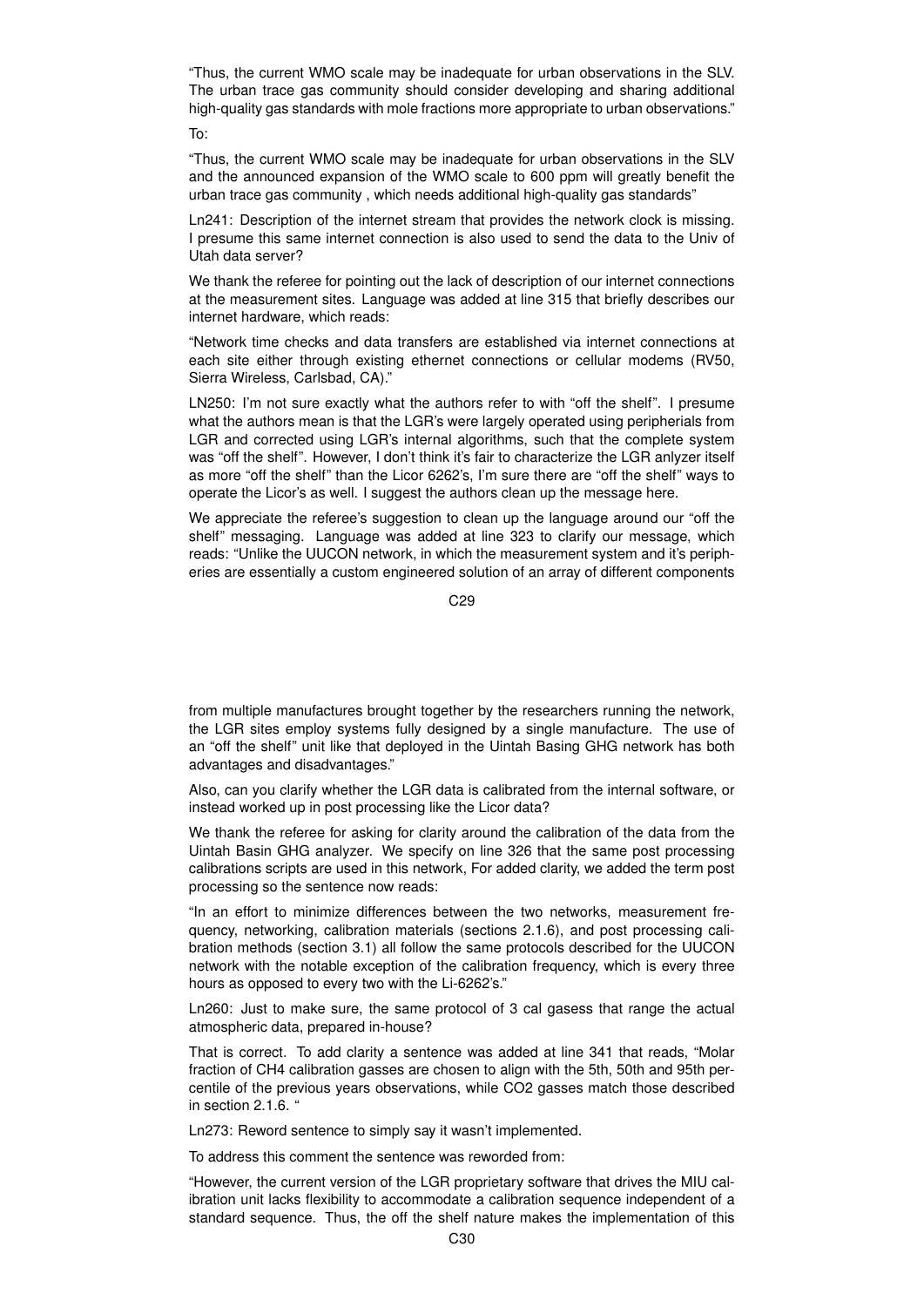"Thus, the current WMO scale may be inadequate for urban observations in the SLV. The urban trace gas community should consider developing and sharing additional high-quality gas standards with mole fractions more appropriate to urban observations."

To:

"Thus, the current WMO scale may be inadequate for urban observations in the SLV and the announced expansion of the WMO scale to 600 ppm will greatly benefit the urban trace gas community , which needs additional high-quality gas standards"

Ln241: Description of the internet stream that provides the network clock is missing. I presume this same internet connection is also used to send the data to the Univ of Utah data server?

We thank the referee for pointing out the lack of description of our internet connections at the measurement sites. Language was added at line 315 that briefly describes our internet hardware, which reads:

"Network time checks and data transfers are established via internet connections at each site either through existing ethernet connections or cellular modems (RV50, Sierra Wireless, Carlsbad, CA)."

LN250: I'm not sure exactly what the authors refer to with "off the shelf". I presume what the authors mean is that the LGR's were largely operated using peripherials from LGR and corrected using LGR's internal algorithms, such that the complete system was "off the shelf". However, I don't think it's fair to characterize the LGR anlyzer itself as more "off the shelf" than the Licor 6262's, I'm sure there are "off the shelf" ways to operate the Licor's as well. I suggest the authors clean up the message here.

We appreciate the referee's suggestion to clean up the language around our "off the shelf" messaging. Language was added at line 323 to clarify our message, which reads: "Unlike the UUCON network, in which the measurement system and it's peripheries are essentially a custom engineered solution of an array of different components from multiple manufactures brought together by the researchers running the network, the LGR sites employ systems fully designed by a single manufacture. The use of an "off the shelf" unit like that deployed in the Uintah Basing GHG network has both advantages and disadvantages."

Also, can you clarify whether the LGR data is calibrated from the internal software, or instead worked up in post processing like the Licor data?

We thank the referee for asking for clarity around the calibration of the data from the Uintah Basin GHG analyzer. We specify on line 326 that the same post processing calibrations scripts are used in this network, For added clarity, we added the term post processing so the sentence now reads:

"In an effort to minimize differences between the two networks, measurement frequency, networking, calibration materials (sections 2.1.6), and post processing calibration methods (section 3.1) all follow the same protocols described for the UUCON network with the notable exception of the calibration frequency, which is every three hours as opposed to every two with the Li-6262's."

Ln260: Just to make sure, the same protocol of 3 cal gasess that range the actual atmospheric data, prepared in-house?

That is correct. To add clarity a sentence was added at line 341 that reads, "Molar fraction of $CH_4$ calibration gasses are chosen to align with the 5th, 50th and 95th percentile of the previous years observations, while $CO_2$ gasses match those described in section 2.1.6. "

Ln273: Reword sentence to simply say it wasn't implemented.

To address this comment the sentence was reworded from:

"However, the current version of the LGR proprietary software that drives the MIU calibration unit lacks flexibility to accommodate a calibration sequence independent of a standard sequence. Thus, the off the shelf nature makes the implementation of this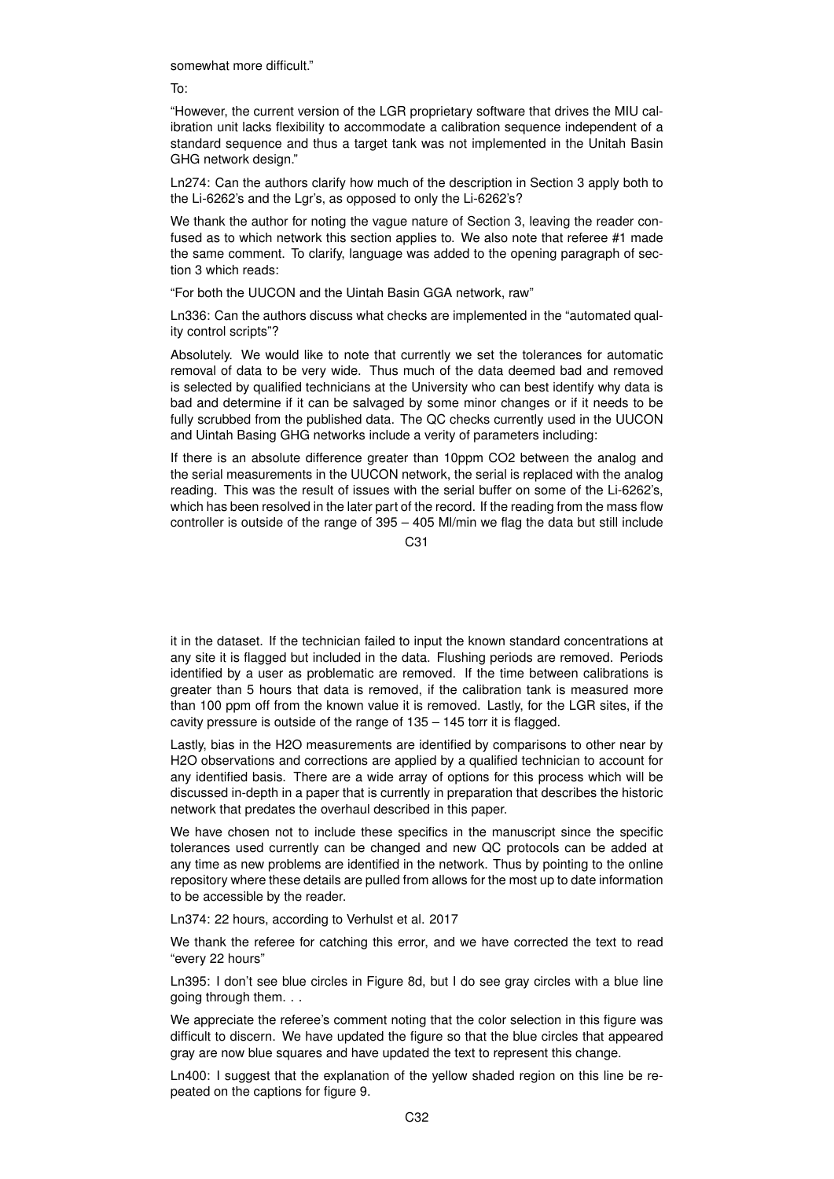somewhat more difficult."

To:

"However, the current version of the LGR proprietary software that drives the MIU calibration unit lacks flexibility to accommodate a calibration sequence independent of a standard sequence and thus a target tank was not implemented in the Unitah Basin GHG network design."

Ln274: Can the authors clarify how much of the description in Section 3 apply both to the Li-6262's and the Lgr's, as opposed to only the Li-6262's?

We thank the author for noting the vague nature of Section 3, leaving the reader confused as to which network this section applies to. We also note that referee #1 made the same comment. To clarify, language was added to the opening paragraph of section 3 which reads:

"For both the UUCON and the Uintah Basin GGA network, raw"

Ln336: Can the authors discuss what checks are implemented in the "automated quality control scripts"?

Absolutely. We would like to note that currently we set the tolerances for automatic removal of data to be very wide. Thus much of the data deemed bad and removed is selected by qualified technicians at the University who can best identify why data is bad and determine if it can be salvaged by some minor changes or if it needs to be fully scrubbed from the published data. The QC checks currently used in the UUCON and Uintah Basing GHG networks include a verity of parameters including:

If there is an absolute difference greater than 10ppm $CO_2$ between the analog and the serial measurements in the UUCON network, the serial is replaced with the analog reading. This was the result of issues with the serial buffer on some of the Li-6262's, which has been resolved in the later part of the record. If the reading from the mass flow controller is outside of the range of 395 – 405 Ml/min we flag the data but still include it in the dataset. If the technician failed to input the known standard concentrations at any site it is flagged but included in the data. Flushing periods are removed. Periods identified by a user as problematic are removed. If the time between calibrations is greater than 5 hours that data is removed, if the calibration tank is measured more than 100 ppm off from the known value it is removed. Lastly, for the LGR sites, if the cavity pressure is outside of the range of 135 – 145 torr it is flagged.

Lastly, bias in the $H_2O$ measurements are identified by comparisons to other near by $H_2O$ observations and corrections are applied by a qualified technician to account for any identified basis. There are a wide array of options for this process which will be discussed in-depth in a paper that is currently in preparation that describes the historic network that predates the overhaul described in this paper.

We have chosen not to include these specifics in the manuscript since the specific tolerances used currently can be changed and new QC protocols can be added at any time as new problems are identified in the network. Thus by pointing to the online repository where these details are pulled from allows for the most up to date information to be accessible by the reader.

Ln374: 22 hours, according to Verhulst et al. 2017

We thank the referee for catching this error, and we have corrected the text to read "every 22 hours"

Ln395: I don't see blue circles in Figure 8d, but I do see gray circles with a blue line going through them. . .

We appreciate the referee's comment noting that the color selection in this figure was difficult to discern. We have updated the figure so that the blue circles that appeared gray are now blue squares and have updated the text to represent this change.

Ln400: I suggest that the explanation of the yellow shaded region on this line be repeated on the captions for figure 9.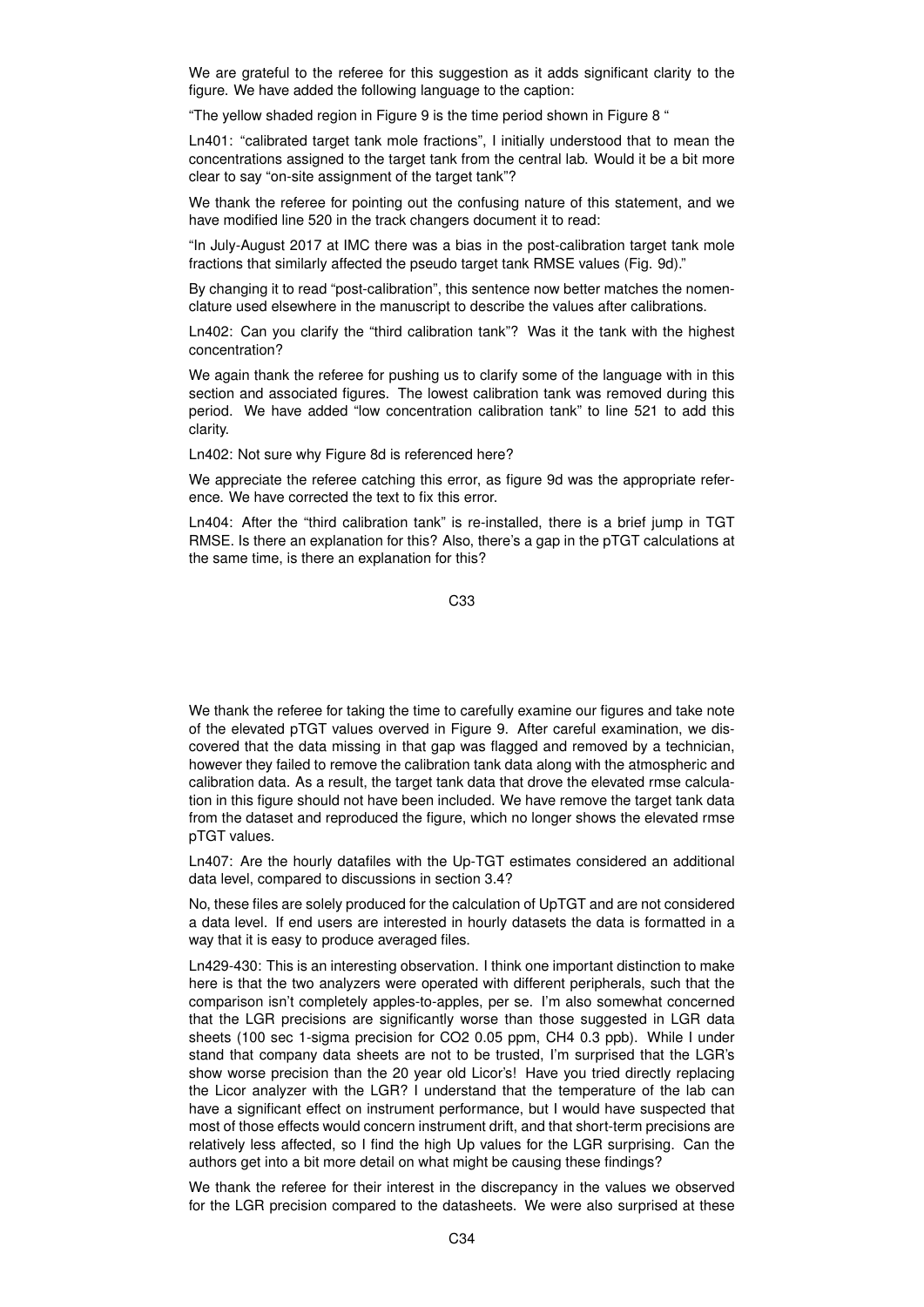We are grateful to the referee for this suggestion as it adds significant clarity to the figure. We have added the following language to the caption:

"The yellow shaded region in Figure 9 is the time period shown in Figure 8 "

Ln401: "calibrated target tank mole fractions", I initially understood that to mean the concentrations assigned to the target tank from the central lab. Would it be a bit more clear to say "on-site assignment of the target tank"?

We thank the referee for pointing out the confusing nature of this statement, and we have modified line 520 in the track changers document it to read:

"In July-August 2017 at IMC there was a bias in the post-calibration target tank mole fractions that similarly affected the pseudo target tank RMSE values (Fig. 9d)."

By changing it to read "post-calibration", this sentence now better matches the nomenclature used elsewhere in the manuscript to describe the values after calibrations.

Ln402: Can you clarify the "third calibration tank"? Was it the tank with the highest concentration?

We again thank the referee for pushing us to clarify some of the language with in this section and associated figures. The lowest calibration tank was removed during this period. We have added "low concentration calibration tank" to line 521 to add this clarity.

Ln402: Not sure why Figure 8d is referenced here?

We appreciate the referee catching this error, as figure 9d was the appropriate reference. We have corrected the text to fix this error.

Ln404: After the "third calibration tank" is re-installed, there is a brief jump in TGT RMSE. Is there an explanation for this? Also, there's a gap in the pTGT calculations at the same time, is there an explanation for this?

We thank the referee for taking the time to carefully examine our figures and take note of the elevated pTGT values overved in Figure 9. After careful examination, we discovered that the data missing in that gap was flagged and removed by a technician, however they failed to remove the calibration tank data along with the atmospheric and calibration data. As a result, the target tank data that drove the elevated rmse calculation in this figure should not have been included. We have remove the target tank data from the dataset and reproduced the figure, which no longer shows the elevated rmse pTGT values.

Ln407: Are the hourly datafiles with the Up-TGT estimates considered an additional data level, compared to discussions in section 3.4?

No, these files are solely produced for the calculation of UpTGT and are not considered a data level. If end users are interested in hourly datasets the data is formatted in a way that it is easy to produce averaged files.

Ln429-430: This is an interesting observation. I think one important distinction to make here is that the two analyzers were operated with different peripherals, such that the comparison isn't completely apples-to-apples, per se. I'm also somewhat concerned that the LGR precisions are significantly worse than those suggested in LGR data sheets (100 sec 1-sigma precision for CO2 0.05 ppm, CH4 0.3 ppb). While I under stand that company data sheets are not to be trusted, I'm surprised that the LGR's show worse precision than the 20 year old Licor's! Have you tried directly replacing the Licor analyzer with the LGR? I understand that the temperature of the lab can have a significant effect on instrument performance, but I would have suspected that most of those effects would concern instrument drift, and that short-term precisions are relatively less affected, so I find the high Up values for the LGR surprising. Can the authors get into a bit more detail on what might be causing these findings?

We thank the referee for their interest in the discrepancy in the values we observed for the LGR precision compared to the datasheets. We were also surprised at these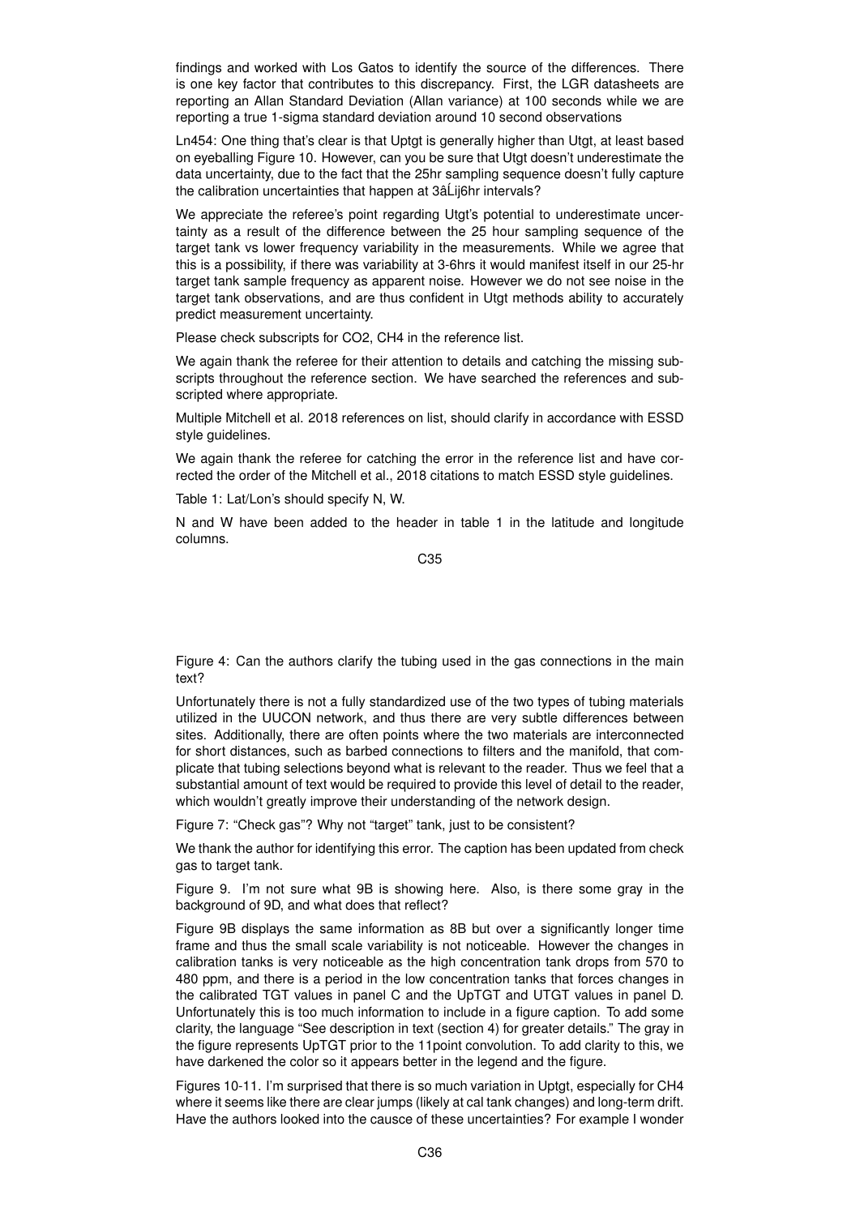findings and worked with Los Gatos to identify the source of the differences. There is one key factor that contributes to this discrepancy. First, the LGR datasheets are reporting an Allan Standard Deviation (Allan variance) at 100 seconds while we are reporting a true 1-sigma standard deviation around 10 second observations

Ln454: One thing that's clear is that Uptgt is generally higher than Utgt, at least based on eyeballing Figure 10. However, can you be sure that Utgt doesn't underestimate the data uncertainty, due to the fact that the 25hr sampling sequence doesn't fully capture the calibration uncertainties that happen at 3âĹij6hr intervals?

We appreciate the referee's point regarding Utgt's potential to underestimate uncertainty as a result of the difference between the 25 hour sampling sequence of the target tank vs lower frequency variability in the measurements. While we agree that this is a possibility, if there was variability at 3-6hrs it would manifest itself in our 25-hr target tank sample frequency as apparent noise. However we do not see noise in the target tank observations, and are thus confident in Utgt methods ability to accurately predict measurement uncertainty.

Please check subscripts for CO2, CH4 in the reference list.

We again thank the referee for their attention to details and catching the missing subscripts throughout the reference section. We have searched the references and subscripted where appropriate.

Multiple Mitchell et al. 2018 references on list, should clarify in accordance with ESSD style guidelines.

We again thank the referee for catching the error in the reference list and have corrected the order of the Mitchell et al., 2018 citations to match ESSD style guidelines.

Table 1: Lat/Lon's should specify N, W.

N and W have been added to the header in table 1 in the latitude and longitude columns.

Figure 4: Can the authors clarify the tubing used in the gas connections in the main text?

Unfortunately there is not a fully standardized use of the two types of tubing materials utilized in the UUCON network, and thus there are very subtle differences between sites. Additionally, there are often points where the two materials are interconnected for short distances, such as barbed connections to filters and the manifold, that complicate that tubing selections beyond what is relevant to the reader. Thus we feel that a substantial amount of text would be required to provide this level of detail to the reader, which wouldn't greatly improve their understanding of the network design.

Figure 7: "Check gas"? Why not "target" tank, just to be consistent?

We thank the author for identifying this error. The caption has been updated from check gas to target tank.

Figure 9. I'm not sure what 9B is showing here. Also, is there some gray in the background of 9D, and what does that reflect?

Figure 9B displays the same information as 8B but over a significantly longer time frame and thus the small scale variability is not noticeable. However the changes in calibration tanks is very noticeable as the high concentration tank drops from 570 to 480 ppm, and there is a period in the low concentration tanks that forces changes in the calibrated TGT values in panel C and the UpTGT and UTGT values in panel D. Unfortunately this is too much information to include in a figure caption. To add some clarity, the language "See description in text (section 4) for greater details." The gray in the figure represents UpTGT prior to the 11point convolution. To add clarity to this, we have darkened the color so it appears better in the legend and the figure.

Figures 10-11. I'm surprised that there is so much variation in Uptgt, especially for CH4 where it seems like there are clear jumps (likely at cal tank changes) and long-term drift. Have the authors looked into the causce of these uncertainties? For example I wonder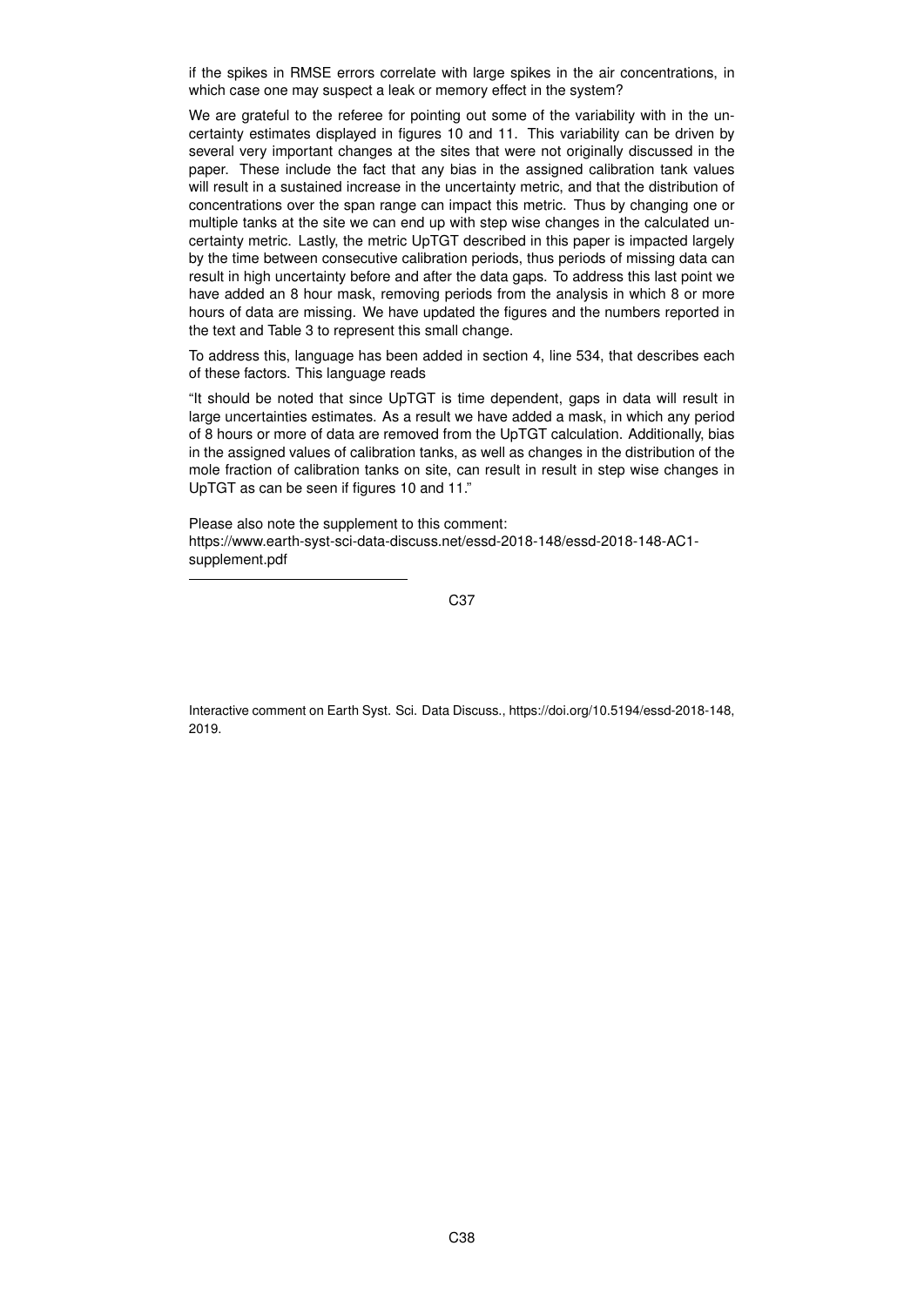if the spikes in RMSE errors correlate with large spikes in the air concentrations, in which case one may suspect a leak or memory effect in the system?

We are grateful to the referee for pointing out some of the variability with in the uncertainty estimates displayed in figures 10 and 11. This variability can be driven by several very important changes at the sites that were not originally discussed in the paper. These include the fact that any bias in the assigned calibration tank values will result in a sustained increase in the uncertainty metric, and that the distribution of concentrations over the span range can impact this metric. Thus by changing one or multiple tanks at the site we can end up with step wise changes in the calculated uncertainty metric. Lastly, the metric UpTGT described in this paper is impacted largely by the time between consecutive calibration periods, thus periods of missing data can result in high uncertainty before and after the data gaps. To address this last point we have added an 8 hour mask, removing periods from the analysis in which 8 or more hours of data are missing. We have updated the figures and the numbers reported in the text and Table 3 to represent this small change.

To address this, language has been added in section 4, line 534, that describes each of these factors. This language reads

"It should be noted that since UpTGT is time dependent, gaps in data will result in large uncertainties estimates. As a result we have added a mask, in which any period of 8 hours or more of data are removed from the UpTGT calculation. Additionally, bias in the assigned values of calibration tanks, as well as changes in the distribution of the mole fraction of calibration tanks on site, can result in result in step wise changes in UpTGT as can be seen if figures 10 and 11."

Please also note the supplement to this comment:
https://www.earth-syst-sci-data-discuss.net/essd-2018-148/essd-2018-148-AC1-supplement.pdf

---

Interactive comment on Earth Syst. Sci. Data Discuss., https://doi.org/10.5194/essd-2018-148, 2019.